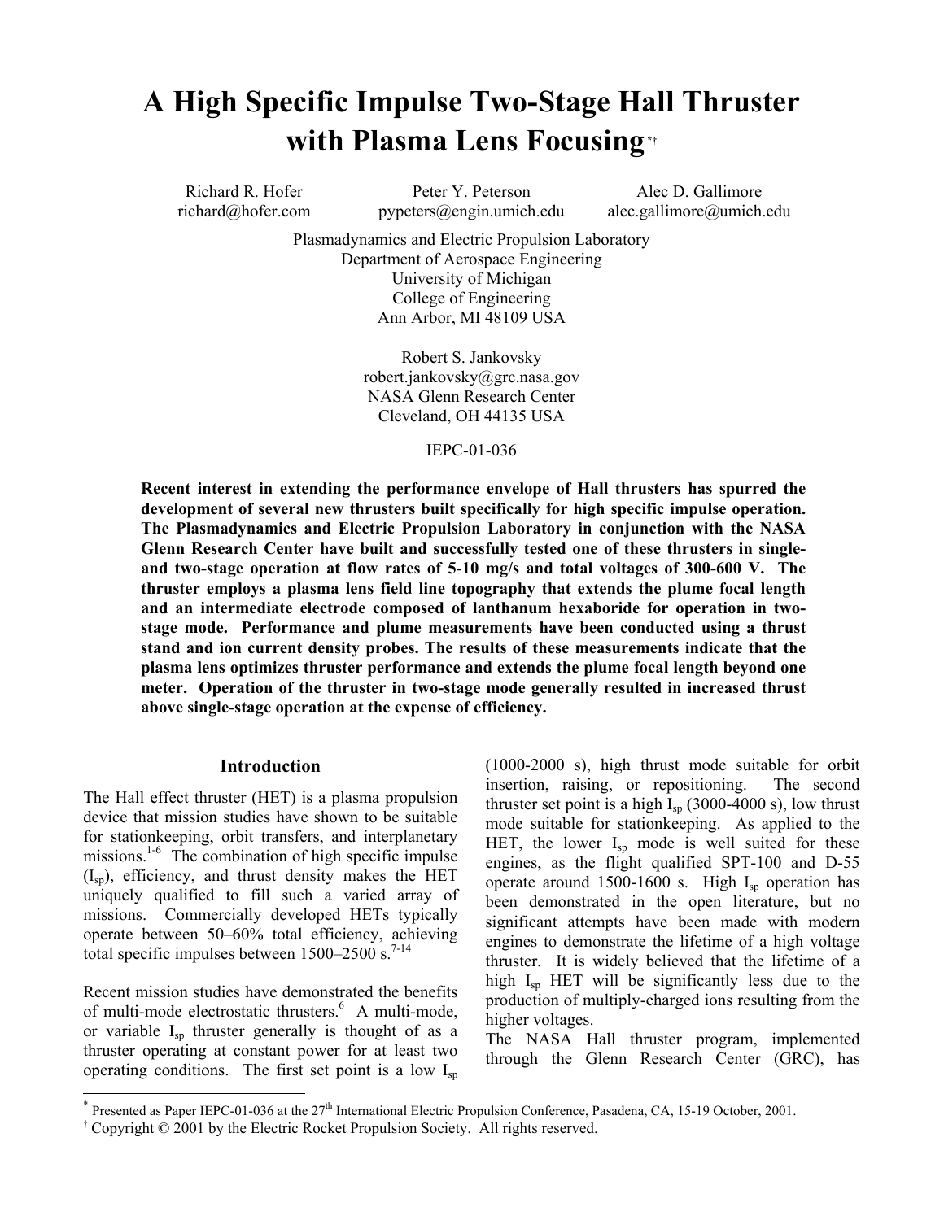# A High Specific Impulse Two-Stage Hall Thruster with Plasma Lens Focusing[*†]

Richard R. Hofer
richard@hofer.com

Peter Y. Peterson
pypeters@engin.umich.edu

Alec D. Gallimore
alec.gallimore@umich.edu

Plasmadynamics and Electric Propulsion Laboratory
Department of Aerospace Engineering
University of Michigan
College of Engineering
Ann Arbor, MI 48109 USA

Robert S. Jankovsky
robert.jankovsky@grc.nasa.gov
NASA Glenn Research Center
Cleveland, OH 44135 USA

IEPC-01-036

**Recent interest in extending the performance envelope of Hall thrusters has spurred the development of several new thrusters built specifically for high specific impulse operation. The Plasmadynamics and Electric Propulsion Laboratory in conjunction with the NASA Glenn Research Center have built and successfully tested one of these thrusters in single- and two-stage operation at flow rates of 5-10 mg/s and total voltages of 300-600 V. The thruster employs a plasma lens field line topography that extends the plume focal length and an intermediate electrode composed of lanthanum hexaboride for operation in two-stage mode. Performance and plume measurements have been conducted using a thrust stand and ion current density probes. The results of these measurements indicate that the plasma lens optimizes thruster performance and extends the plume focal length beyond one meter. Operation of the thruster in two-stage mode generally resulted in increased thrust above single-stage operation at the expense of efficiency.**

## Introduction

The Hall effect thruster (HET) is a plasma propulsion device that mission studies have shown to be suitable for stationkeeping, orbit transfers, and interplanetary missions.[1-6] The combination of high specific impulse ($I_{sp}$), efficiency, and thrust density makes the HET uniquely qualified to fill such a varied array of missions. Commercially developed HETs typically operate between 50–60% total efficiency, achieving total specific impulses between 1500–2500 s.[7-14]

Recent mission studies have demonstrated the benefits of multi-mode electrostatic thrusters.[6] A multi-mode, or variable $I_{sp}$ thruster generally is thought of as a thruster operating at constant power for at least two operating conditions. The first set point is a low $I_{sp}$ (1000-2000 s), high thrust mode suitable for orbit insertion, raising, or repositioning. The second thruster set point is a high $I_{sp}$ (3000-4000 s), low thrust mode suitable for stationkeeping. As applied to the HET, the lower $I_{sp}$ mode is well suited for these engines, as the flight qualified SPT-100 and D-55 operate around 1500-1600 s. High $I_{sp}$ operation has been demonstrated in the open literature, but no significant attempts have been made with modern engines to demonstrate the lifetime of a high voltage thruster. It is widely believed that the lifetime of a high $I_{sp}$ HET will be significantly less due to the production of multiply-charged ions resulting from the higher voltages.

The NASA Hall thruster program, implemented through the Glenn Research Center (GRC), has

---

[*] Presented as Paper IEPC-01-036 at the 27th International Electric Propulsion Conference, Pasadena, CA, 15-19 October, 2001.

[†] Copyright © 2001 by the Electric Rocket Propulsion Society. All rights reserved.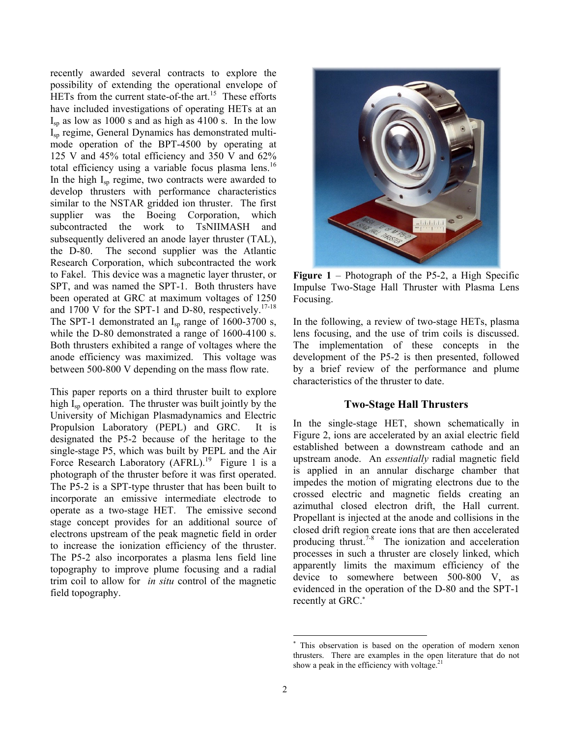recently awarded several contracts to explore the possibility of extending the operational envelope of HETs from the current state-of-the art.[15] These efforts have included investigations of operating HETs at an $I_{sp}$ as low as 1000 s and as high as 4100 s. In the low $I_{sp}$ regime, General Dynamics has demonstrated multi-mode operation of the BPT-4500 by operating at 125 V and 45% total efficiency and 350 V and 62% total efficiency using a variable focus plasma lens.[16] In the high $I_{sp}$ regime, two contracts were awarded to develop thrusters with performance characteristics similar to the NSTAR gridded ion thruster. The first supplier was the Boeing Corporation, which subcontracted the work to TsNIIMASH and subsequently delivered an anode layer thruster (TAL), the D-80. The second supplier was the Atlantic Research Corporation, which subcontracted the work to Fakel. This device was a magnetic layer thruster, or SPT, and was named the SPT-1. Both thrusters have been operated at GRC at maximum voltages of 1250 and 1700 V for the SPT-1 and D-80, respectively.[17-18] The SPT-1 demonstrated an $I_{sp}$ range of 1600-3700 s, while the D-80 demonstrated a range of 1600-4100 s. Both thrusters exhibited a range of voltages where the anode efficiency was maximized. This voltage was between 500-800 V depending on the mass flow rate.

This paper reports on a third thruster built to explore high $I_{sp}$ operation. The thruster was built jointly by the University of Michigan Plasmadynamics and Electric Propulsion Laboratory (PEPL) and GRC. It is designated the P5-2 because of the heritage to the single-stage P5, which was built by PEPL and the Air Force Research Laboratory (AFRL).[19] Figure 1 is a photograph of the thruster before it was first operated. The P5-2 is a SPT-type thruster that has been built to incorporate an emissive intermediate electrode to operate as a two-stage HET. The emissive second stage concept provides for an additional source of electrons upstream of the peak magnetic field in order to increase the ionization efficiency of the thruster. The P5-2 also incorporates a plasma lens field line topography to improve plume focusing and a radial trim coil to allow for *in situ* control of the magnetic field topography.

**Figure 1** – Photograph of the P5-2, a High Specific Impulse Two-Stage Hall Thruster with Plasma Lens Focusing.

In the following, a review of two-stage HETs, plasma lens focusing, and the use of trim coils is discussed. The implementation of these concepts in the development of the P5-2 is then presented, followed by a brief review of the performance and plume characteristics of the thruster to date.

## Two-Stage Hall Thrusters

In the single-stage HET, shown schematically in Figure 2, ions are accelerated by an axial electric field established between a downstream cathode and an upstream anode. An *essentially* radial magnetic field is applied in an annular discharge chamber that impedes the motion of migrating electrons due to the crossed electric and magnetic fields creating an azimuthal closed electron drift, the Hall current. Propellant is injected at the anode and collisions in the closed drift region create ions that are then accelerated producing thrust.[7-8] The ionization and acceleration processes in such a thruster are closely linked, which apparently limits the maximum efficiency of the device to somewhere between 500-800 V, as evidenced in the operation of the D-80 and the SPT-1 recently at GRC.*

\* This observation is based on the operation of modern xenon thrusters. There are examples in the open literature that do not show a peak in the efficiency with voltage.[21]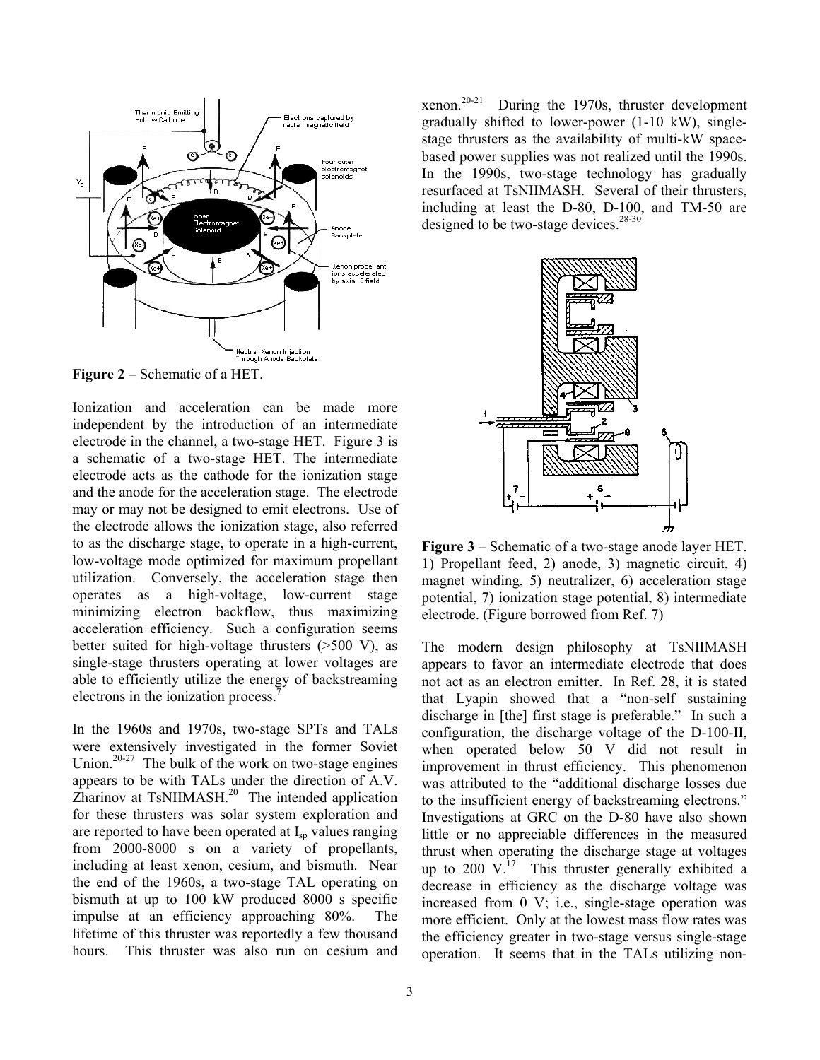**Figure 2** – Schematic of a HET.

Ionization and acceleration can be made more independent by the introduction of an intermediate electrode in the channel, a two-stage HET. Figure 3 is a schematic of a two-stage HET. The intermediate electrode acts as the cathode for the ionization stage and the anode for the acceleration stage. The electrode may or may not be designed to emit electrons. Use of the electrode allows the ionization stage, also referred to as the discharge stage, to operate in a high-current, low-voltage mode optimized for maximum propellant utilization. Conversely, the acceleration stage then operates as a high-voltage, low-current stage minimizing electron backflow, thus maximizing acceleration efficiency. Such a configuration seems better suited for high-voltage thrusters (>500 V), as single-stage thrusters operating at lower voltages are able to efficiently utilize the energy of backstreaming electrons in the ionization process.[7]

In the 1960s and 1970s, two-stage SPTs and TALs were extensively investigated in the former Soviet Union.[20-27] The bulk of the work on two-stage engines appears to be with TALs under the direction of A.V. Zharinov at TsNIIMASH.[20] The intended application for these thrusters was solar system exploration and are reported to have been operated at $I_{sp}$ values ranging from 2000-8000 s on a variety of propellants, including at least xenon, cesium, and bismuth. Near the end of the 1960s, a two-stage TAL operating on bismuth at up to 100 kW produced 8000 s specific impulse at an efficiency approaching 80%. The lifetime of this thruster was reportedly a few thousand hours. This thruster was also run on cesium and xenon.[20-21] During the 1970s, thruster development gradually shifted to lower-power (1-10 kW), single-stage thrusters as the availability of multi-kW space-based power supplies was not realized until the 1990s. In the 1990s, two-stage technology has gradually resurfaced at TsNIIMASH. Several of their thrusters, including at least the D-80, D-100, and TM-50 are designed to be two-stage devices.[28-30]

**Figure 3** – Schematic of a two-stage anode layer HET. 1) Propellant feed, 2) anode, 3) magnetic circuit, 4) magnet winding, 5) neutralizer, 6) acceleration stage potential, 7) ionization stage potential, 8) intermediate electrode. (Figure borrowed from Ref. 7)

The modern design philosophy at TsNIIMASH appears to favor an intermediate electrode that does not act as an electron emitter. In Ref. 28, it is stated that Lyapin showed that a "non-self sustaining discharge in [the] first stage is preferable." In such a configuration, the discharge voltage of the D-100-II, when operated below 50 V did not result in improvement in thrust efficiency. This phenomenon was attributed to the "additional discharge losses due to the insufficient energy of backstreaming electrons." Investigations at GRC on the D-80 have also shown little or no appreciable differences in the measured thrust when operating the discharge stage at voltages up to 200 V.[17] This thruster generally exhibited a decrease in efficiency as the discharge voltage was increased from 0 V; i.e., single-stage operation was more efficient. Only at the lowest mass flow rates was the efficiency greater in two-stage versus single-stage operation. It seems that in the TALs utilizing non-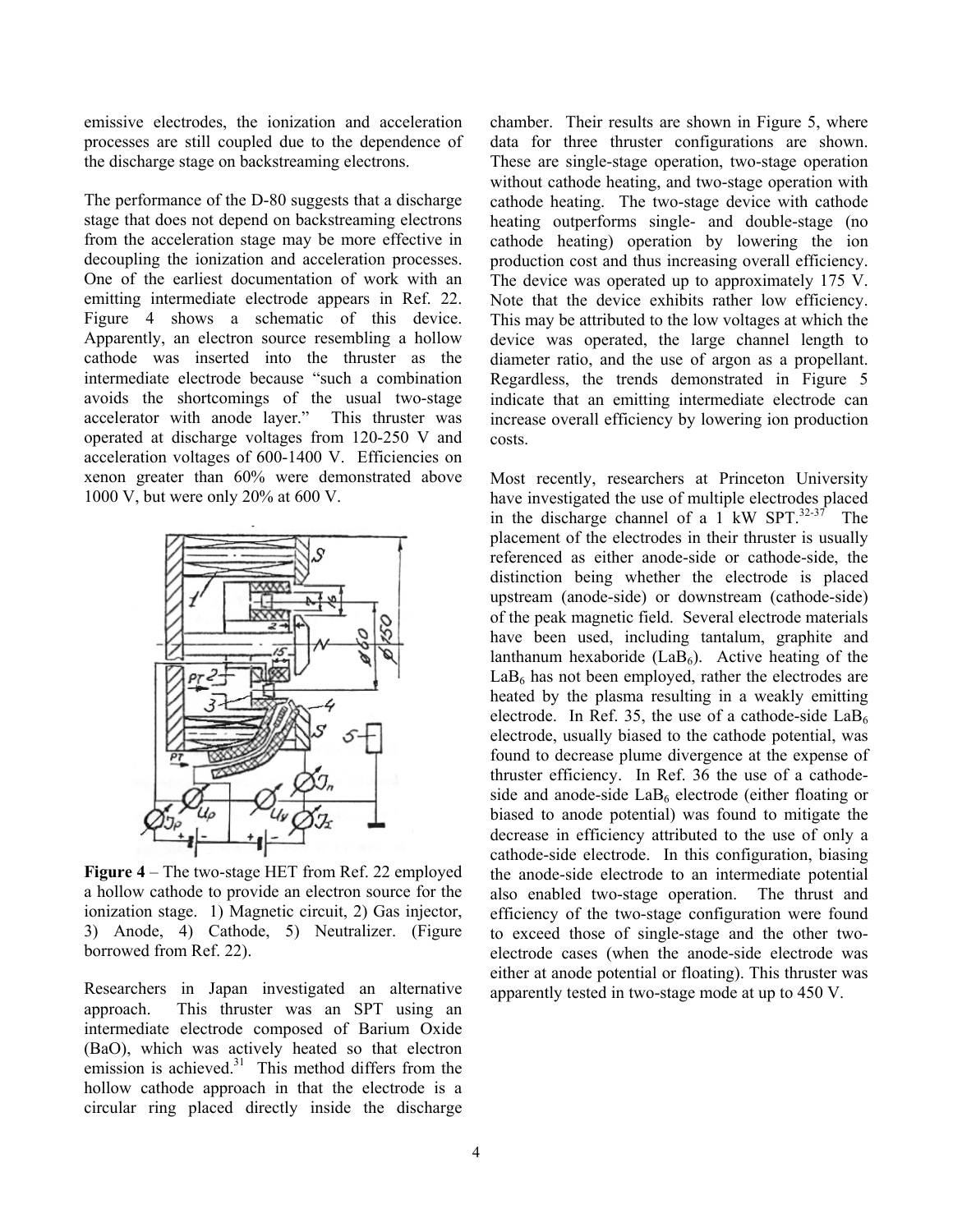emissive electrodes, the ionization and acceleration processes are still coupled due to the dependence of the discharge stage on backstreaming electrons.

The performance of the D-80 suggests that a discharge stage that does not depend on backstreaming electrons from the acceleration stage may be more effective in decoupling the ionization and acceleration processes. One of the earliest documentation of work with an emitting intermediate electrode appears in Ref. 22. Figure 4 shows a schematic of this device. Apparently, an electron source resembling a hollow cathode was inserted into the thruster as the intermediate electrode because "such a combination avoids the shortcomings of the usual two-stage accelerator with anode layer." This thruster was operated at discharge voltages from 120-250 V and acceleration voltages of 600-1400 V. Efficiencies on xenon greater than 60% were demonstrated above 1000 V, but were only 20% at 600 V.

**Figure 4** – The two-stage HET from Ref. 22 employed a hollow cathode to provide an electron source for the ionization stage. 1) Magnetic circuit, 2) Gas injector, 3) Anode, 4) Cathode, 5) Neutralizer. (Figure borrowed from Ref. 22).

Researchers in Japan investigated an alternative approach. This thruster was an SPT using an intermediate electrode composed of Barium Oxide (BaO), which was actively heated so that electron emission is achieved.[31] This method differs from the hollow cathode approach in that the electrode is a circular ring placed directly inside the discharge chamber. Their results are shown in Figure 5, where data for three thruster configurations are shown. These are single-stage operation, two-stage operation without cathode heating, and two-stage operation with cathode heating. The two-stage device with cathode heating outperforms single- and double-stage (no cathode heating) operation by lowering the ion production cost and thus increasing overall efficiency. The device was operated up to approximately 175 V. Note that the device exhibits rather low efficiency. This may be attributed to the low voltages at which the device was operated, the large channel length to diameter ratio, and the use of argon as a propellant. Regardless, the trends demonstrated in Figure 5 indicate that an emitting intermediate electrode can increase overall efficiency by lowering ion production costs.

Most recently, researchers at Princeton University have investigated the use of multiple electrodes placed in the discharge channel of a 1 kW SPT.[32-37] The placement of the electrodes in their thruster is usually referenced as either anode-side or cathode-side, the distinction being whether the electrode is placed upstream (anode-side) or downstream (cathode-side) of the peak magnetic field. Several electrode materials have been used, including tantalum, graphite and lanthanum hexaboride ($LaB_6$). Active heating of the $LaB_6$ has not been employed, rather the electrodes are heated by the plasma resulting in a weakly emitting electrode. In Ref. 35, the use of a cathode-side $LaB_6$ electrode, usually biased to the cathode potential, was found to decrease plume divergence at the expense of thruster efficiency. In Ref. 36 the use of a cathode-side and anode-side $LaB_6$ electrode (either floating or biased to anode potential) was found to mitigate the decrease in efficiency attributed to the use of only a cathode-side electrode. In this configuration, biasing the anode-side electrode to an intermediate potential also enabled two-stage operation. The thrust and efficiency of the two-stage configuration were found to exceed those of single-stage and the other two-electrode cases (when the anode-side electrode was either at anode potential or floating). This thruster was apparently tested in two-stage mode at up to 450 V.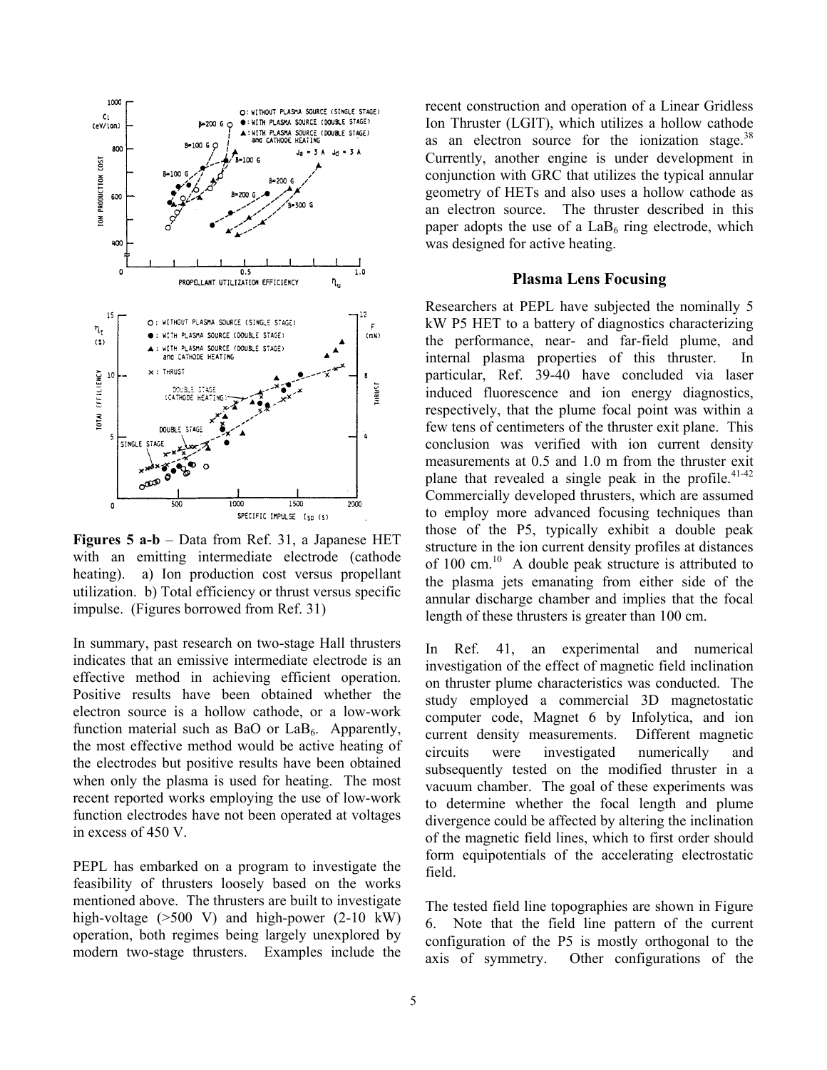**Figures 5 a-b** – Data from Ref. 31, a Japanese HET with an emitting intermediate electrode (cathode heating). a) Ion production cost versus propellant utilization. b) Total efficiency or thrust versus specific impulse. (Figures borrowed from Ref. 31)

In summary, past research on two-stage Hall thrusters indicates that an emissive intermediate electrode is an effective method in achieving efficient operation. Positive results have been obtained whether the electron source is a hollow cathode, or a low-work function material such as BaO or $LaB_6$. Apparently, the most effective method would be active heating of the electrodes but positive results have been obtained when only the plasma is used for heating. The most recent reported works employing the use of low-work function electrodes have not been operated at voltages in excess of 450 V.

PEPL has embarked on a program to investigate the feasibility of thrusters loosely based on the works mentioned above. The thrusters are built to investigate high-voltage (>500 V) and high-power (2-10 kW) operation, both regimes being largely unexplored by modern two-stage thrusters. Examples include the recent construction and operation of a Linear Gridless Ion Thruster (LGIT), which utilizes a hollow cathode as an electron source for the ionization stage.[38] Currently, another engine is under development in conjunction with GRC that utilizes the typical annular geometry of HETs and also uses a hollow cathode as an electron source. The thruster described in this paper adopts the use of a $LaB_6$ ring electrode, which was designed for active heating.

## Plasma Lens Focusing

Researchers at PEPL have subjected the nominally 5 kW P5 HET to a battery of diagnostics characterizing the performance, near- and far-field plume, and internal plasma properties of this thruster. In particular, Ref. 39-40 have concluded via laser induced fluorescence and ion energy diagnostics, respectively, that the plume focal point was within a few tens of centimeters of the thruster exit plane. This conclusion was verified with ion current density measurements at 0.5 and 1.0 m from the thruster exit plane that revealed a single peak in the profile.[41-42] Commercially developed thrusters, which are assumed to employ more advanced focusing techniques than those of the P5, typically exhibit a double peak structure in the ion current density profiles at distances of 100 cm.[10] A double peak structure is attributed to the plasma jets emanating from either side of the annular discharge chamber and implies that the focal length of these thrusters is greater than 100 cm.

In Ref. 41, an experimental and numerical investigation of the effect of magnetic field inclination on thruster plume characteristics was conducted. The study employed a commercial 3D magnetostatic computer code, Magnet 6 by Infolytica, and ion current density measurements. Different magnetic circuits were investigated numerically and subsequently tested on the modified thruster in a vacuum chamber. The goal of these experiments was to determine whether the focal length and plume divergence could be affected by altering the inclination of the magnetic field lines, which to first order should form equipotentials of the accelerating electrostatic field.

The tested field line topographies are shown in Figure 6. Note that the field line pattern of the current configuration of the P5 is mostly orthogonal to the axis of symmetry. Other configurations of the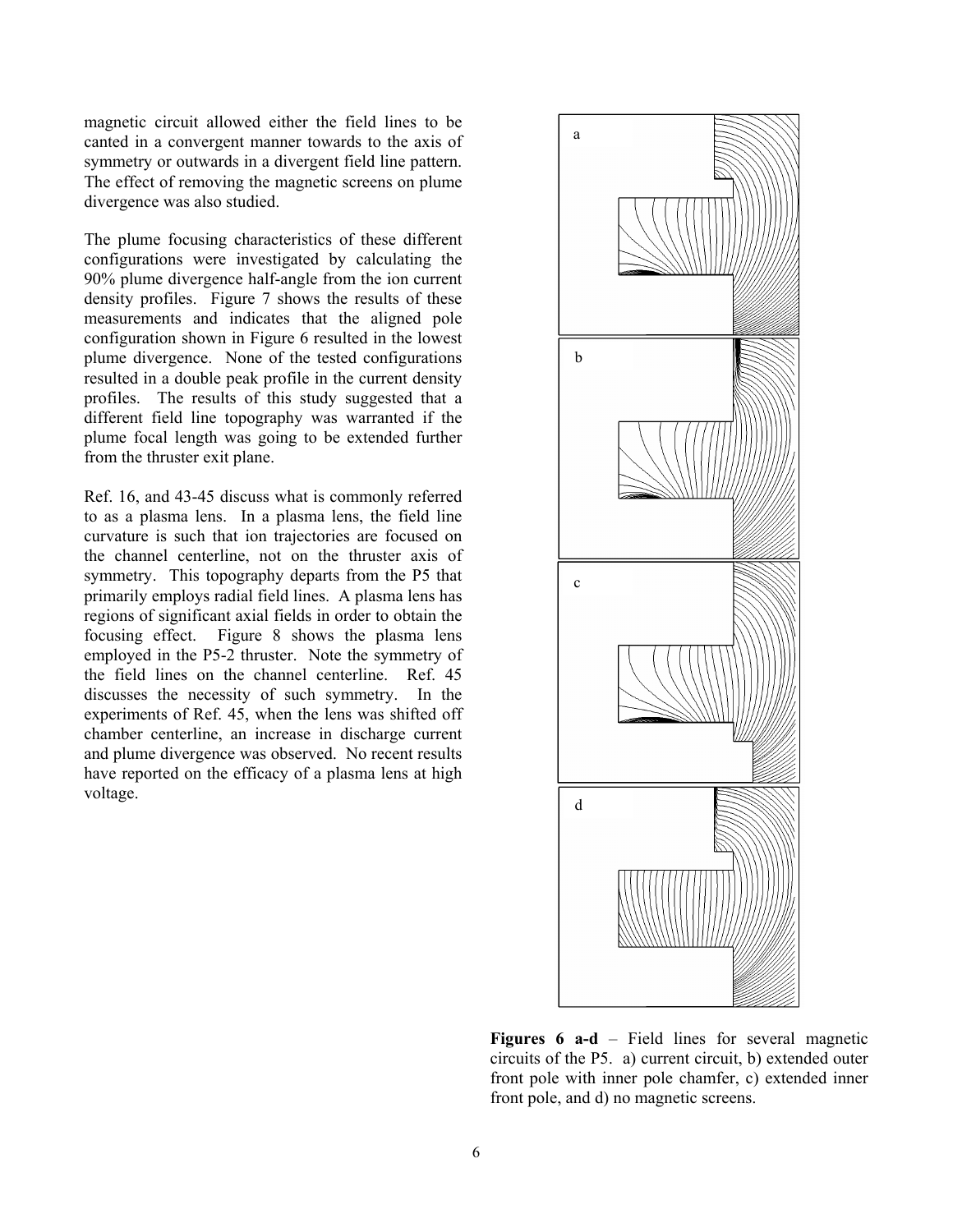magnetic circuit allowed either the field lines to be canted in a convergent manner towards to the axis of symmetry or outwards in a divergent field line pattern. The effect of removing the magnetic screens on plume divergence was also studied.

The plume focusing characteristics of these different configurations were investigated by calculating the 90% plume divergence half-angle from the ion current density profiles. Figure 7 shows the results of these measurements and indicates that the aligned pole configuration shown in Figure 6 resulted in the lowest plume divergence. None of the tested configurations resulted in a double peak profile in the current density profiles. The results of this study suggested that a different field line topography was warranted if the plume focal length was going to be extended further from the thruster exit plane.

Ref. 16, and 43-45 discuss what is commonly referred to as a plasma lens. In a plasma lens, the field line curvature is such that ion trajectories are focused on the channel centerline, not on the thruster axis of symmetry. This topography departs from the P5 that primarily employs radial field lines. A plasma lens has regions of significant axial fields in order to obtain the focusing effect. Figure 8 shows the plasma lens employed in the P5-2 thruster. Note the symmetry of the field lines on the channel centerline. Ref. 45 discusses the necessity of such symmetry. In the experiments of Ref. 45, when the lens was shifted off chamber centerline, an increase in discharge current and plume divergence was observed. No recent results have reported on the efficacy of a plasma lens at high voltage.

**Figures 6 a-d** – Field lines for several magnetic circuits of the P5. a) current circuit, b) extended outer front pole with inner pole chamfer, c) extended inner front pole, and d) no magnetic screens.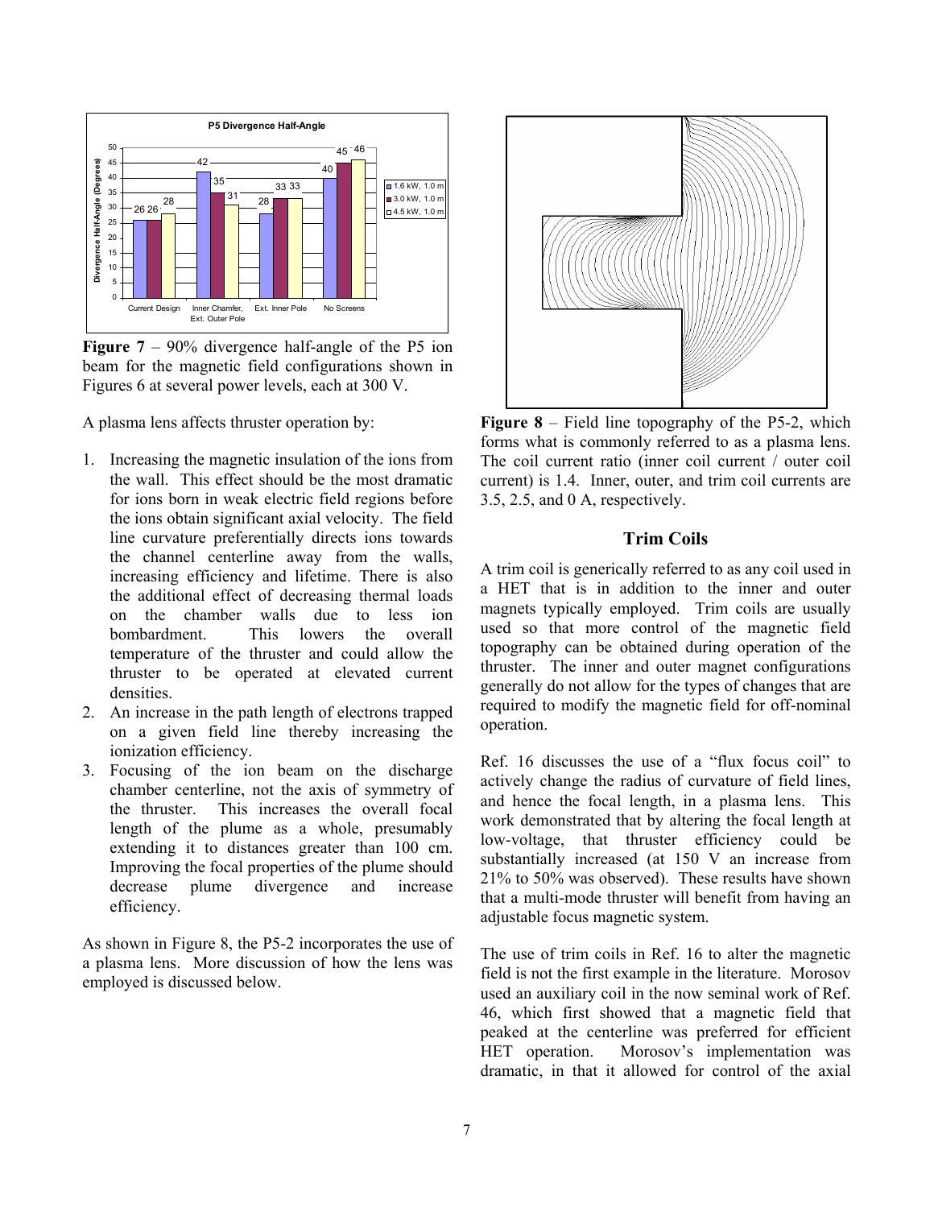**Figure 7** – 90% divergence half-angle of the P5 ion beam for the magnetic field configurations shown in Figures 6 at several power levels, each at 300 V.

A plasma lens affects thruster operation by:

1. Increasing the magnetic insulation of the ions from the wall. This effect should be the most dramatic for ions born in weak electric field regions before the ions obtain significant axial velocity. The field line curvature preferentially directs ions towards the channel centerline away from the walls, increasing efficiency and lifetime. There is also the additional effect of decreasing thermal loads on the chamber walls due to less ion bombardment. This lowers the overall temperature of the thruster and could allow the thruster to be operated at elevated current densities.
2. An increase in the path length of electrons trapped on a given field line thereby increasing the ionization efficiency.
3. Focusing of the ion beam on the discharge chamber centerline, not the axis of symmetry of the thruster. This increases the overall focal length of the plume as a whole, presumably extending it to distances greater than 100 cm. Improving the focal properties of the plume should decrease plume divergence and increase efficiency.

As shown in Figure 8, the P5-2 incorporates the use of a plasma lens. More discussion of how the lens was employed is discussed below.

**Figure 8** – Field line topography of the P5-2, which forms what is commonly referred to as a plasma lens. The coil current ratio (inner coil current / outer coil current) is 1.4. Inner, outer, and trim coil currents are 3.5, 2.5, and 0 A, respectively.

## Trim Coils

A trim coil is generically referred to as any coil used in a HET that is in addition to the inner and outer magnets typically employed. Trim coils are usually used so that more control of the magnetic field topography can be obtained during operation of the thruster. The inner and outer magnet configurations generally do not allow for the types of changes that are required to modify the magnetic field for off-nominal operation.

Ref. 16 discusses the use of a "flux focus coil" to actively change the radius of curvature of field lines, and hence the focal length, in a plasma lens. This work demonstrated that by altering the focal length at low-voltage, that thruster efficiency could be substantially increased (at 150 V an increase from 21% to 50% was observed). These results have shown that a multi-mode thruster will benefit from having an adjustable focus magnetic system.

The use of trim coils in Ref. 16 to alter the magnetic field is not the first example in the literature. Morosov used an auxiliary coil in the now seminal work of Ref. 46, which first showed that a magnetic field that peaked at the centerline was preferred for efficient HET operation. Morosov's implementation was dramatic, in that it allowed for control of the axial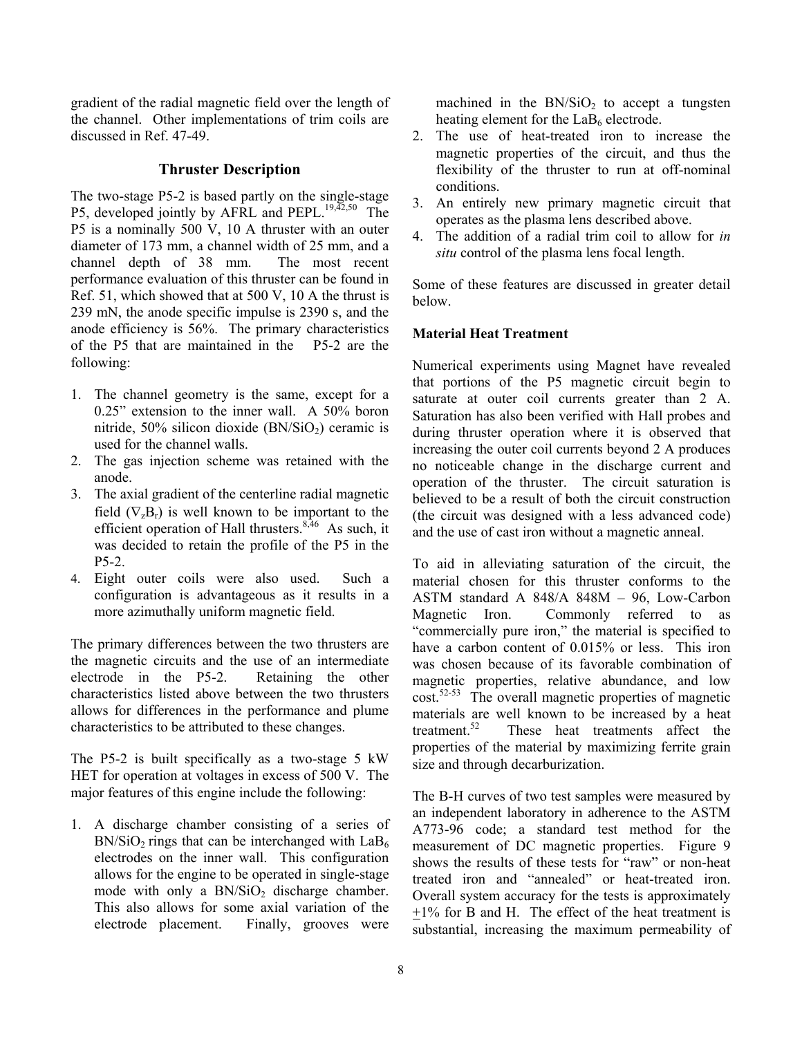gradient of the radial magnetic field over the length of the channel. Other implementations of trim coils are discussed in Ref. 47-49.

## Thruster Description

The two-stage P5-2 is based partly on the single-stage P5, developed jointly by AFRL and PEPL.[19,42,50] The P5 is a nominally 500 V, 10 A thruster with an outer diameter of 173 mm, a channel width of 25 mm, and a channel depth of 38 mm. The most recent performance evaluation of this thruster can be found in Ref. 51, which showed that at 500 V, 10 A the thrust is 239 mN, the anode specific impulse is 2390 s, and the anode efficiency is 56%. The primary characteristics of the P5 that are maintained in the P5-2 are the following:

1. The channel geometry is the same, except for a 0.25" extension to the inner wall. A 50% boron nitride, 50% silicon dioxide ($BN/SiO_2$) ceramic is used for the channel walls.
2. The gas injection scheme was retained with the anode.
3. The axial gradient of the centerline radial magnetic field ($\nabla_z B_r$) is well known to be important to the efficient operation of Hall thrusters.[8,46] As such, it was decided to retain the profile of the P5 in the P5-2.
4. Eight outer coils were also used. Such a configuration is advantageous as it results in a more azimuthally uniform magnetic field.

The primary differences between the two thrusters are the magnetic circuits and the use of an intermediate electrode in the P5-2. Retaining the other characteristics listed above between the two thrusters allows for differences in the performance and plume characteristics to be attributed to these changes.

The P5-2 is built specifically as a two-stage 5 kW HET for operation at voltages in excess of 500 V. The major features of this engine include the following:

1. A discharge chamber consisting of a series of $BN/SiO_2$ rings that can be interchanged with $LaB_6$ electrodes on the inner wall. This configuration allows for the engine to be operated in single-stage mode with only a $BN/SiO_2$ discharge chamber. This also allows for some axial variation of the electrode placement. Finally, grooves were machined in the $BN/SiO_2$ to accept a tungsten heating element for the $LaB_6$ electrode.
2. The use of heat-treated iron to increase the magnetic properties of the circuit, and thus the flexibility of the thruster to run at off-nominal conditions.
3. An entirely new primary magnetic circuit that operates as the plasma lens described above.
4. The addition of a radial trim coil to allow for *in situ* control of the plasma lens focal length.

Some of these features are discussed in greater detail below.

### Material Heat Treatment

Numerical experiments using Magnet have revealed that portions of the P5 magnetic circuit begin to saturate at outer coil currents greater than 2 A. Saturation has also been verified with Hall probes and during thruster operation where it is observed that increasing the outer coil currents beyond 2 A produces no noticeable change in the discharge current and operation of the thruster. The circuit saturation is believed to be a result of both the circuit construction (the circuit was designed with a less advanced code) and the use of cast iron without a magnetic anneal.

To aid in alleviating saturation of the circuit, the material chosen for this thruster conforms to the ASTM standard A 848/A 848M – 96, Low-Carbon Magnetic Iron. Commonly referred to as "commercially pure iron," the material is specified to have a carbon content of 0.015% or less. This iron was chosen because of its favorable combination of magnetic properties, relative abundance, and low cost.[52-53] The overall magnetic properties of magnetic materials are well known to be increased by a heat treatment.[52] These heat treatments affect the properties of the material by maximizing ferrite grain size and through decarburization.

The B-H curves of two test samples were measured by an independent laboratory in adherence to the ASTM A773-96 code; a standard test method for the measurement of DC magnetic properties. Figure 9 shows the results of these tests for "raw" or non-heat treated iron and "annealed" or heat-treated iron. Overall system accuracy for the tests is approximately $\pm$1% for B and H. The effect of the heat treatment is substantial, increasing the maximum permeability of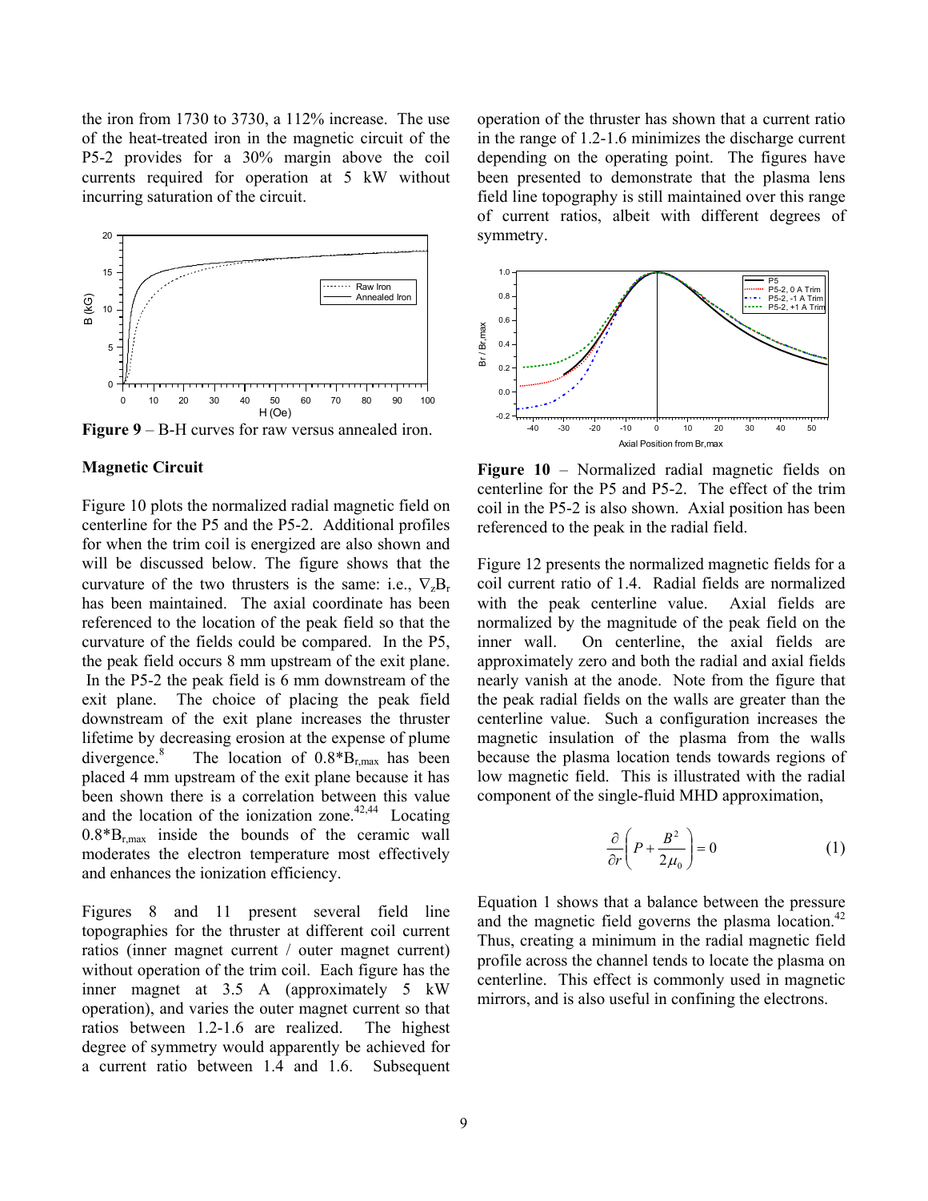the iron from 1730 to 3730, a 112% increase. The use of the heat-treated iron in the magnetic circuit of the P5-2 provides for a 30% margin above the coil currents required for operation at 5 kW without incurring saturation of the circuit.

**Figure 9** – B-H curves for raw versus annealed iron.

### Magnetic Circuit

Figure 10 plots the normalized radial magnetic field on centerline for the P5 and the P5-2. Additional profiles for when the trim coil is energized are also shown and will be discussed below. The figure shows that the curvature of the two thrusters is the same: i.e., $\nabla_z B_r$ has been maintained. The axial coordinate has been referenced to the location of the peak field so that the curvature of the fields could be compared. In the P5, the peak field occurs 8 mm upstream of the exit plane. In the P5-2 the peak field is 6 mm downstream of the exit plane. The choice of placing the peak field downstream of the exit plane increases the thruster lifetime by decreasing erosion at the expense of plume divergence.[8] The location of $0.8{*}B_{r,max}$ has been placed 4 mm upstream of the exit plane because it has been shown there is a correlation between this value and the location of the ionization zone.[42,44] Locating $0.8{*}B_{r,max}$ inside the bounds of the ceramic wall moderates the electron temperature most effectively and enhances the ionization efficiency.

Figures 8 and 11 present several field line topographies for the thruster at different coil current ratios (inner magnet current / outer magnet current) without operation of the trim coil. Each figure has the inner magnet at 3.5 A (approximately 5 kW operation), and varies the outer magnet current so that ratios between 1.2-1.6 are realized. The highest degree of symmetry would apparently be achieved for a current ratio between 1.4 and 1.6. Subsequent operation of the thruster has shown that a current ratio in the range of 1.2-1.6 minimizes the discharge current depending on the operating point. The figures have been presented to demonstrate that the plasma lens field line topography is still maintained over this range of current ratios, albeit with different degrees of symmetry.

**Figure 10** – Normalized radial magnetic fields on centerline for the P5 and P5-2. The effect of the trim coil in the P5-2 is also shown. Axial position has been referenced to the peak in the radial field.

Figure 12 presents the normalized magnetic fields for a coil current ratio of 1.4. Radial fields are normalized with the peak centerline value. Axial fields are normalized by the magnitude of the peak field on the inner wall. On centerline, the axial fields are approximately zero and both the radial and axial fields nearly vanish at the anode. Note from the figure that the peak radial fields on the walls are greater than the centerline value. Such a configuration increases the magnetic insulation of the plasma from the walls because the plasma location tends towards regions of low magnetic field. This is illustrated with the radial component of the single-fluid MHD approximation,

$$\frac{\partial}{\partial r}\left(P + \frac{B^2}{2\mu_0}\right) = 0 \tag{1}$$

Equation 1 shows that a balance between the pressure and the magnetic field governs the plasma location.[42] Thus, creating a minimum in the radial magnetic field profile across the channel tends to locate the plasma on centerline. This effect is commonly used in magnetic mirrors, and is also useful in confining the electrons.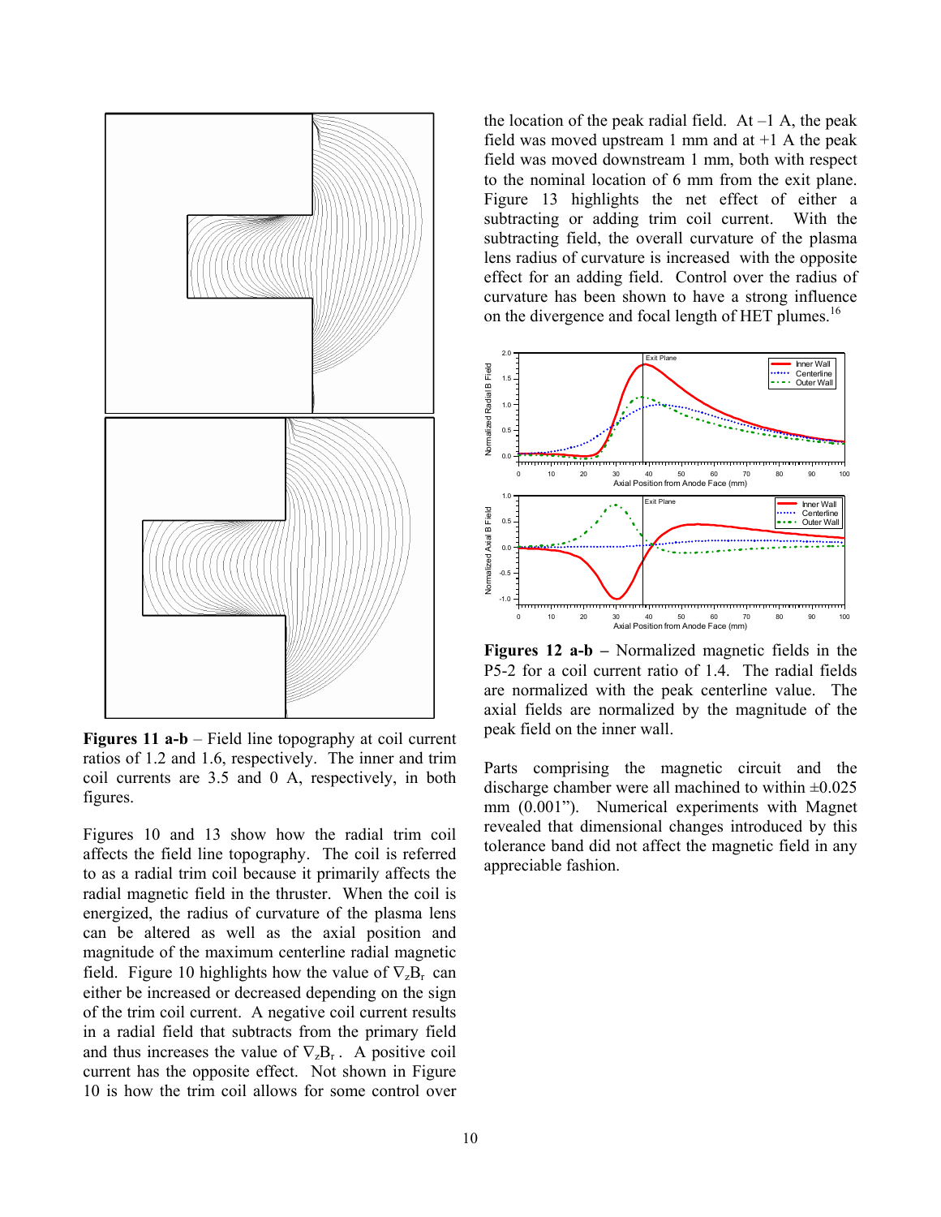**Figures 11 a-b** – Field line topography at coil current ratios of 1.2 and 1.6, respectively. The inner and trim coil currents are 3.5 and 0 A, respectively, in both figures.

Figures 10 and 13 show how the radial trim coil affects the field line topography. The coil is referred to as a radial trim coil because it primarily affects the radial magnetic field in the thruster. When the coil is energized, the radius of curvature of the plasma lens can be altered as well as the axial position and magnitude of the maximum centerline radial magnetic field. Figure 10 highlights how the value of $\nabla_z B_r$ can either be increased or decreased depending on the sign of the trim coil current. A negative coil current results in a radial field that subtracts from the primary field and thus increases the value of $\nabla_z B_r$. A positive coil current has the opposite effect. Not shown in Figure 10 is how the trim coil allows for some control over the location of the peak radial field. At –1 A, the peak field was moved upstream 1 mm and at +1 A the peak field was moved downstream 1 mm, both with respect to the nominal location of 6 mm from the exit plane. Figure 13 highlights the net effect of either a subtracting or adding trim coil current. With the subtracting field, the overall curvature of the plasma lens radius of curvature is increased with the opposite effect for an adding field. Control over the radius of curvature has been shown to have a strong influence on the divergence and focal length of HET plumes.[16]

**Figures 12 a-b –** Normalized magnetic fields in the P5-2 for a coil current ratio of 1.4. The radial fields are normalized with the peak centerline value. The axial fields are normalized by the magnitude of the peak field on the inner wall.

Parts comprising the magnetic circuit and the discharge chamber were all machined to within ±0.025 mm (0.001"). Numerical experiments with Magnet revealed that dimensional changes introduced by this tolerance band did not affect the magnetic field in any appreciable fashion.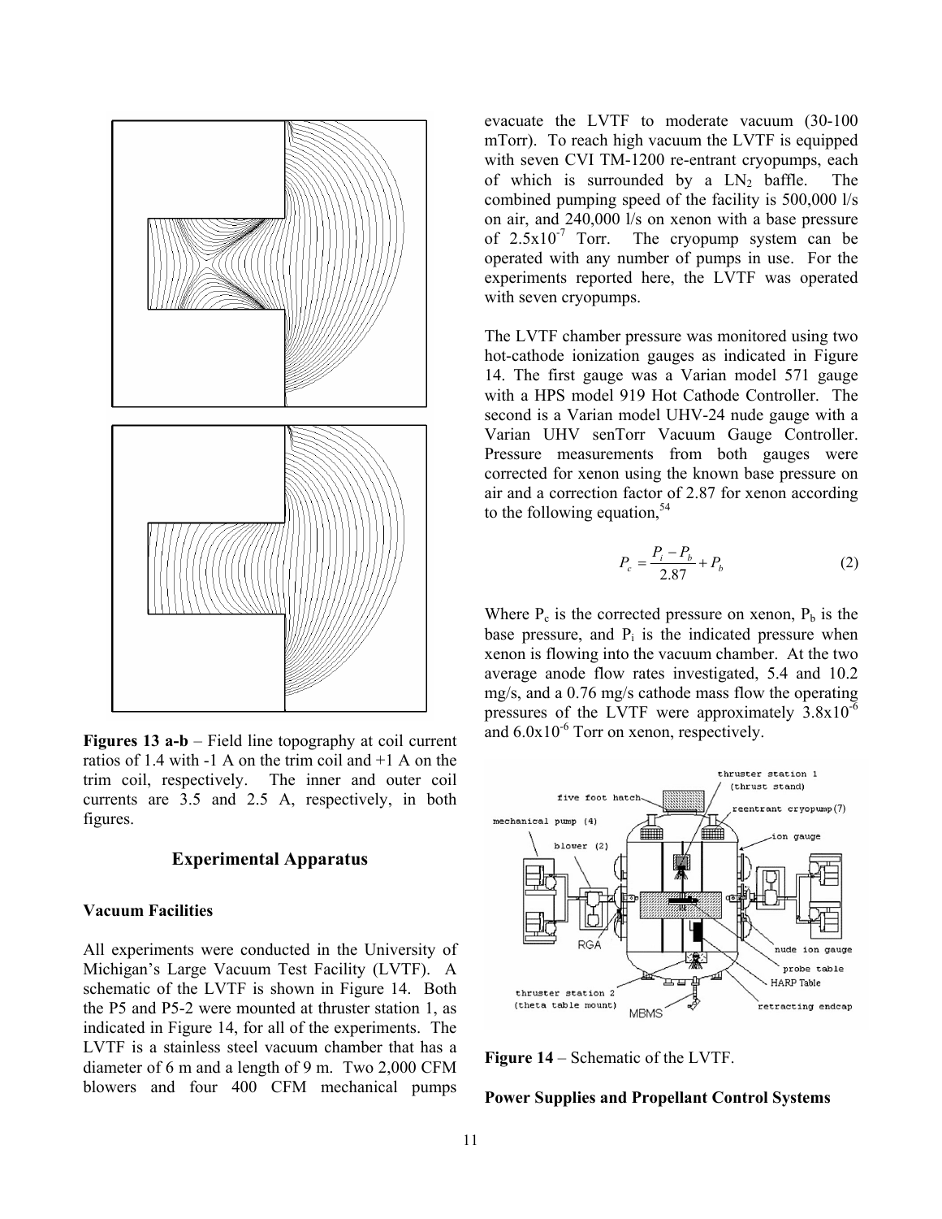Figures 13 a-b – Field line topography at coil current ratios of 1.4 with -1 A on the trim coil and +1 A on the trim coil, respectively. The inner and outer coil currents are 3.5 and 2.5 A, respectively, in both figures.

## Experimental Apparatus

### Vacuum Facilities

All experiments were conducted in the University of Michigan's Large Vacuum Test Facility (LVTF). A schematic of the LVTF is shown in Figure 14. Both the P5 and P5-2 were mounted at thruster station 1, as indicated in Figure 14, for all of the experiments. The LVTF is a stainless steel vacuum chamber that has a diameter of 6 m and a length of 9 m. Two 2,000 CFM blowers and four 400 CFM mechanical pumps evacuate the LVTF to moderate vacuum (30-100 mTorr). To reach high vacuum the LVTF is equipped with seven CVI TM-1200 re-entrant cryopumps, each of which is surrounded by a $LN_2$ baffle. The combined pumping speed of the facility is 500,000 l/s on air, and 240,000 l/s on xenon with a base pressure of $2.5\times10^{-7}$ Torr. The cryopump system can be operated with any number of pumps in use. For the experiments reported here, the LVTF was operated with seven cryopumps.

The LVTF chamber pressure was monitored using two hot-cathode ionization gauges as indicated in Figure 14. The first gauge was a Varian model 571 gauge with a HPS model 919 Hot Cathode Controller. The second is a Varian model UHV-24 nude gauge with a Varian UHV senTorr Vacuum Gauge Controller. Pressure measurements from both gauges were corrected for xenon using the known base pressure on air and a correction factor of 2.87 for xenon according to the following equation,[54]

$$P_c = \frac{P_i - P_b}{2.87} + P_b \qquad (2)$$

Where $P_c$ is the corrected pressure on xenon, $P_b$ is the base pressure, and $P_i$ is the indicated pressure when xenon is flowing into the vacuum chamber. At the two average anode flow rates investigated, 5.4 and 10.2 mg/s, and a 0.76 mg/s cathode mass flow the operating pressures of the LVTF were approximately $3.8\times10^{-6}$ and $6.0\times10^{-6}$ Torr on xenon, respectively.

Figure 14 – Schematic of the LVTF.

### Power Supplies and Propellant Control Systems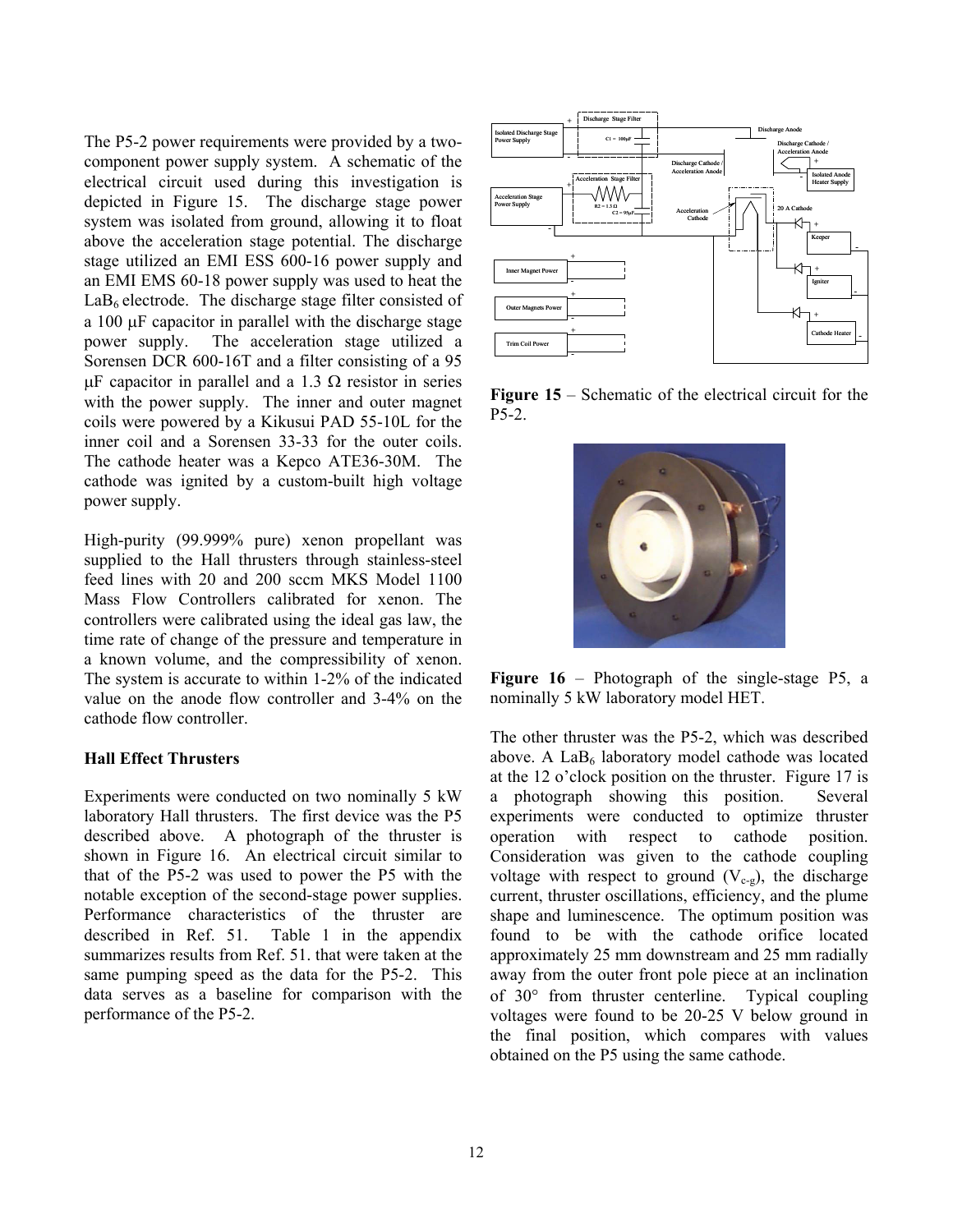The P5-2 power requirements were provided by a two-component power supply system. A schematic of the electrical circuit used during this investigation is depicted in Figure 15. The discharge stage power system was isolated from ground, allowing it to float above the acceleration stage potential. The discharge stage utilized an EMI ESS 600-16 power supply and an EMI EMS 60-18 power supply was used to heat the $LaB_6$ electrode. The discharge stage filter consisted of a 100 μF capacitor in parallel with the discharge stage power supply. The acceleration stage utilized a Sorensen DCR 600-16T and a filter consisting of a 95 μF capacitor in parallel and a 1.3 Ω resistor in series with the power supply. The inner and outer magnet coils were powered by a Kikusui PAD 55-10L for the inner coil and a Sorensen 33-33 for the outer coils. The cathode heater was a Kepco ATE36-30M. The cathode was ignited by a custom-built high voltage power supply.

High-purity (99.999% pure) xenon propellant was supplied to the Hall thrusters through stainless-steel feed lines with 20 and 200 sccm MKS Model 1100 Mass Flow Controllers calibrated for xenon. The controllers were calibrated using the ideal gas law, the time rate of change of the pressure and temperature in a known volume, and the compressibility of xenon. The system is accurate to within 1-2% of the indicated value on the anode flow controller and 3-4% on the cathode flow controller.

### Hall Effect Thrusters

Experiments were conducted on two nominally 5 kW laboratory Hall thrusters. The first device was the P5 described above. A photograph of the thruster is shown in Figure 16. An electrical circuit similar to that of the P5-2 was used to power the P5 with the notable exception of the second-stage power supplies. Performance characteristics of the thruster are described in Ref. 51. Table 1 in the appendix summarizes results from Ref. 51. that were taken at the same pumping speed as the data for the P5-2. This data serves as a baseline for comparison with the performance of the P5-2.

**Figure 15** – Schematic of the electrical circuit for the P5-2.

**Figure 16** – Photograph of the single-stage P5, a nominally 5 kW laboratory model HET.

The other thruster was the P5-2, which was described above. A $LaB_6$ laboratory model cathode was located at the 12 o'clock position on the thruster. Figure 17 is a photograph showing this position. Several experiments were conducted to optimize thruster operation with respect to cathode position. Consideration was given to the cathode coupling voltage with respect to ground ($V_{c-g}$), the discharge current, thruster oscillations, efficiency, and the plume shape and luminescence. The optimum position was found to be with the cathode orifice located approximately 25 mm downstream and 25 mm radially away from the outer front pole piece at an inclination of 30° from thruster centerline. Typical coupling voltages were found to be 20-25 V below ground in the final position, which compares with values obtained on the P5 using the same cathode.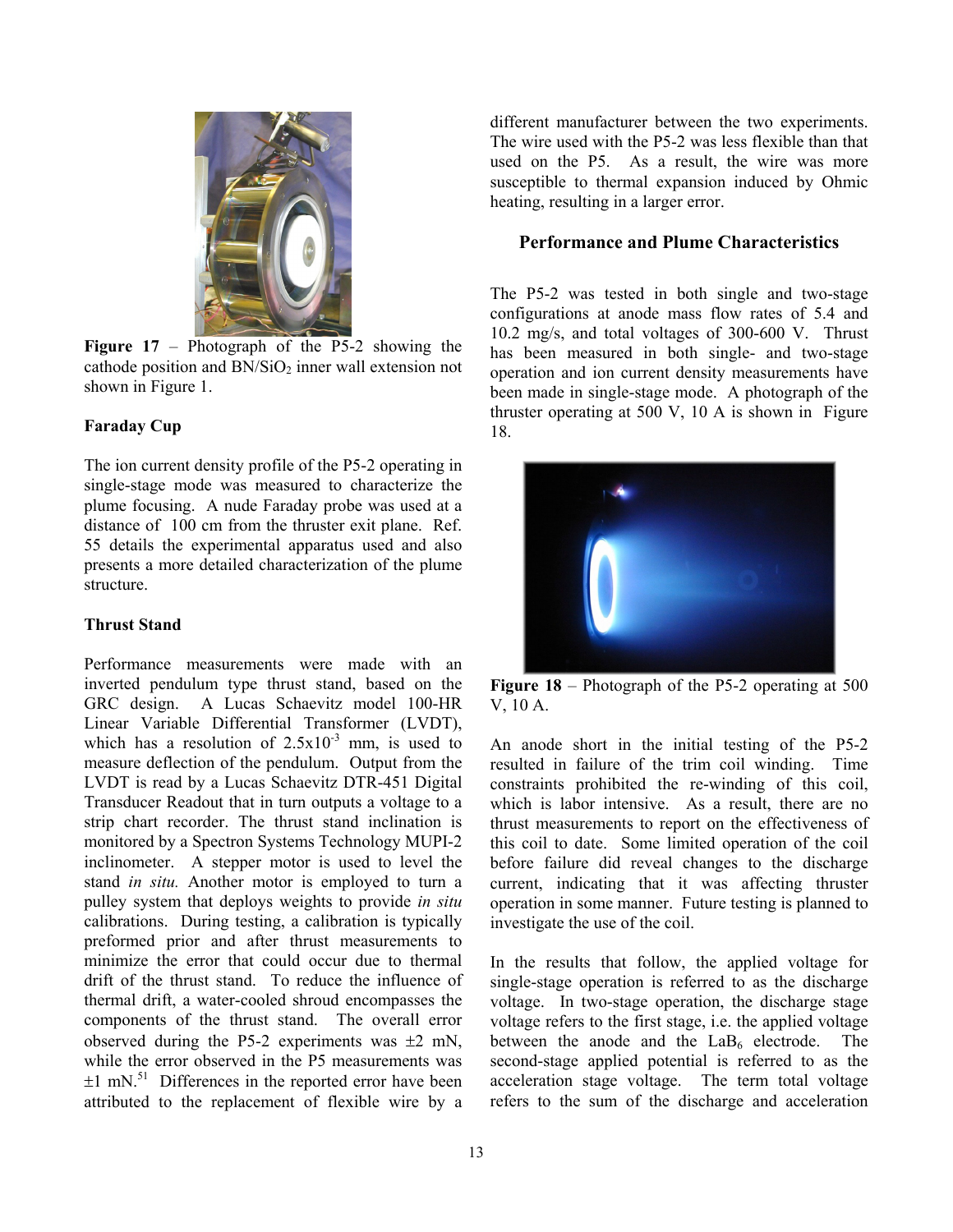Figure 17 – Photograph of the P5-2 showing the cathode position and BN/$SiO_2$ inner wall extension not shown in Figure 1.

**Faraday Cup**

The ion current density profile of the P5-2 operating in single-stage mode was measured to characterize the plume focusing. A nude Faraday probe was used at a distance of 100 cm from the thruster exit plane. Ref. 55 details the experimental apparatus used and also presents a more detailed characterization of the plume structure.

**Thrust Stand**

Performance measurements were made with an inverted pendulum type thrust stand, based on the GRC design. A Lucas Schaevitz model 100-HR Linear Variable Differential Transformer (LVDT), which has a resolution of $2.5\text{x}10^{-3}$ mm, is used to measure deflection of the pendulum. Output from the LVDT is read by a Lucas Schaevitz DTR-451 Digital Transducer Readout that in turn outputs a voltage to a strip chart recorder. The thrust stand inclination is monitored by a Spectron Systems Technology MUPI-2 inclinometer. A stepper motor is used to level the stand *in situ.* Another motor is employed to turn a pulley system that deploys weights to provide *in situ* calibrations. During testing, a calibration is typically preformed prior and after thrust measurements to minimize the error that could occur due to thermal drift of the thrust stand. To reduce the influence of thermal drift, a water-cooled shroud encompasses the components of the thrust stand. The overall error observed during the P5-2 experiments was ±2 mN, while the error observed in the P5 measurements was ±1 mN.[51] Differences in the reported error have been attributed to the replacement of flexible wire by a different manufacturer between the two experiments. The wire used with the P5-2 was less flexible than that used on the P5. As a result, the wire was more susceptible to thermal expansion induced by Ohmic heating, resulting in a larger error.

## Performance and Plume Characteristics

The P5-2 was tested in both single and two-stage configurations at anode mass flow rates of 5.4 and 10.2 mg/s, and total voltages of 300-600 V. Thrust has been measured in both single- and two-stage operation and ion current density measurements have been made in single-stage mode. A photograph of the thruster operating at 500 V, 10 A is shown in Figure 18.

Figure 18 – Photograph of the P5-2 operating at 500 V, 10 A.

An anode short in the initial testing of the P5-2 resulted in failure of the trim coil winding. Time constraints prohibited the re-winding of this coil, which is labor intensive. As a result, there are no thrust measurements to report on the effectiveness of this coil to date. Some limited operation of the coil before failure did reveal changes to the discharge current, indicating that it was affecting thruster operation in some manner. Future testing is planned to investigate the use of the coil.

In the results that follow, the applied voltage for single-stage operation is referred to as the discharge voltage. In two-stage operation, the discharge stage voltage refers to the first stage, i.e. the applied voltage between the anode and the $LaB_6$ electrode. The second-stage applied potential is referred to as the acceleration stage voltage. The term total voltage refers to the sum of the discharge and acceleration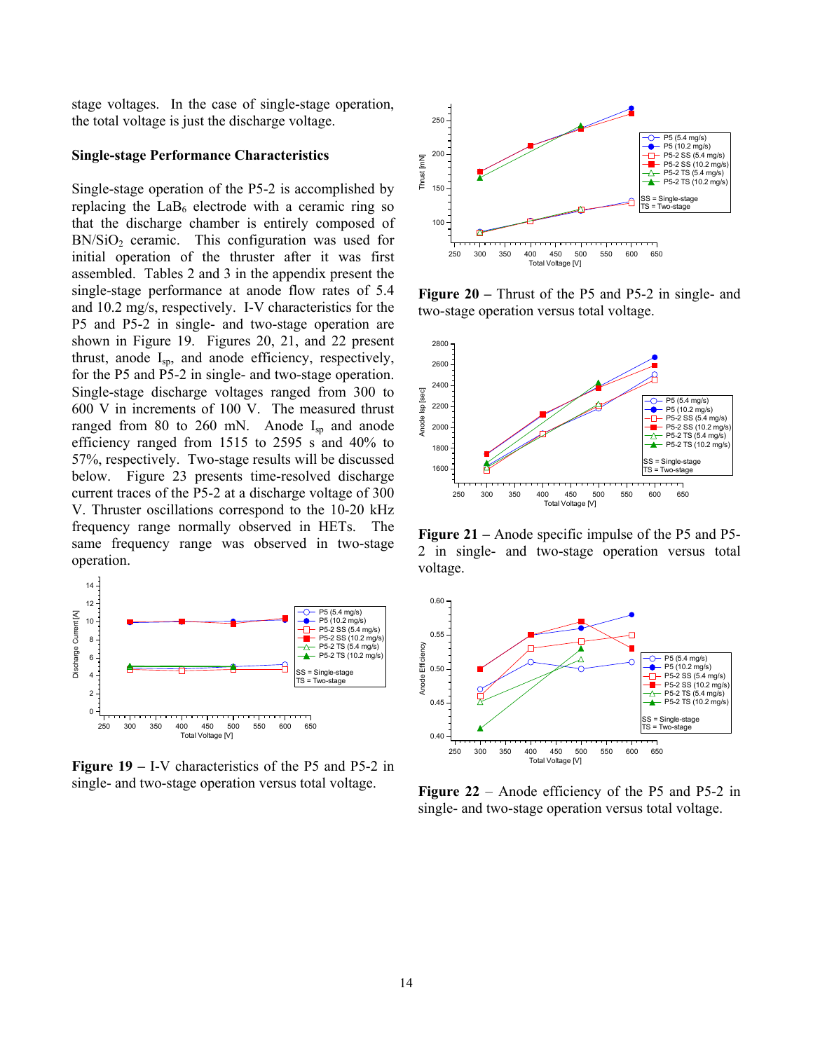stage voltages. In the case of single-stage operation, the total voltage is just the discharge voltage.

### Single-stage Performance Characteristics

Single-stage operation of the P5-2 is accomplished by replacing the $LaB_6$ electrode with a ceramic ring so that the discharge chamber is entirely composed of $BN/SiO_2$ ceramic. This configuration was used for initial operation of the thruster after it was first assembled. Tables 2 and 3 in the appendix present the single-stage performance at anode flow rates of 5.4 and 10.2 mg/s, respectively. I-V characteristics for the P5 and P5-2 in single- and two-stage operation are shown in Figure 19. Figures 20, 21, and 22 present thrust, anode $I_{sp}$, and anode efficiency, respectively, for the P5 and P5-2 in single- and two-stage operation. Single-stage discharge voltages ranged from 300 to 600 V in increments of 100 V. The measured thrust ranged from 80 to 260 mN. Anode $I_{sp}$ and anode efficiency ranged from 1515 to 2595 s and 40% to 57%, respectively. Two-stage results will be discussed below. Figure 23 presents time-resolved discharge current traces of the P5-2 at a discharge voltage of 300 V. Thruster oscillations correspond to the 10-20 kHz frequency range normally observed in HETs. The same frequency range was observed in two-stage operation.

**Figure 19 –** I-V characteristics of the P5 and P5-2 in single- and two-stage operation versus total voltage.

**Figure 20 –** Thrust of the P5 and P5-2 in single- and two-stage operation versus total voltage.

**Figure 21 –** Anode specific impulse of the P5 and P5-2 in single- and two-stage operation versus total voltage.

**Figure 22** – Anode efficiency of the P5 and P5-2 in single- and two-stage operation versus total voltage.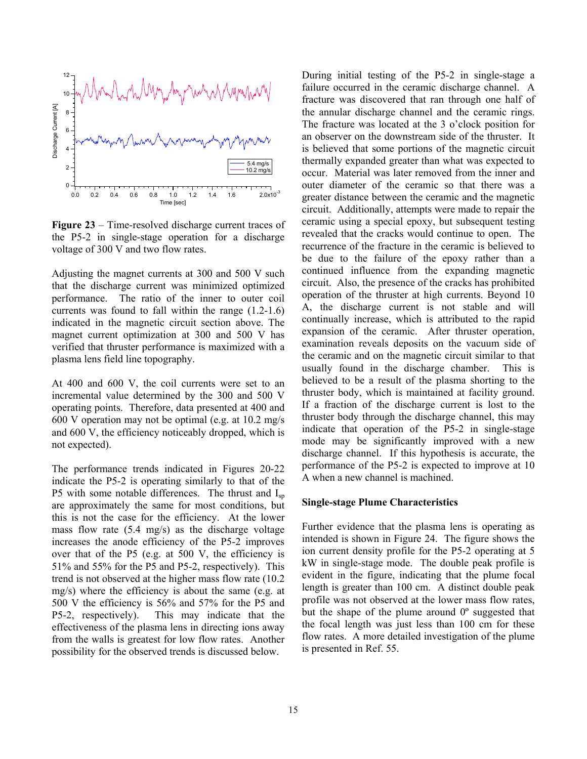**Figure 23** – Time-resolved discharge current traces of the P5-2 in single-stage operation for a discharge voltage of 300 V and two flow rates.

Adjusting the magnet currents at 300 and 500 V such that the discharge current was minimized optimized performance. The ratio of the inner to outer coil currents was found to fall within the range (1.2-1.6) indicated in the magnetic circuit section above. The magnet current optimization at 300 and 500 V has verified that thruster performance is maximized with a plasma lens field line topography.

At 400 and 600 V, the coil currents were set to an incremental value determined by the 300 and 500 V operating points. Therefore, data presented at 400 and 600 V operation may not be optimal (e.g. at 10.2 mg/s and 600 V, the efficiency noticeably dropped, which is not expected).

The performance trends indicated in Figures 20-22 indicate the P5-2 is operating similarly to that of the P5 with some notable differences. The thrust and $I_{sp}$ are approximately the same for most conditions, but this is not the case for the efficiency. At the lower mass flow rate (5.4 mg/s) as the discharge voltage increases the anode efficiency of the P5-2 improves over that of the P5 (e.g. at 500 V, the efficiency is 51% and 55% for the P5 and P5-2, respectively). This trend is not observed at the higher mass flow rate (10.2 mg/s) where the efficiency is about the same (e.g. at 500 V the efficiency is 56% and 57% for the P5 and P5-2, respectively). This may indicate that the effectiveness of the plasma lens in directing ions away from the walls is greatest for low flow rates. Another possibility for the observed trends is discussed below.

During initial testing of the P5-2 in single-stage a failure occurred in the ceramic discharge channel. A fracture was discovered that ran through one half of the annular discharge channel and the ceramic rings. The fracture was located at the 3 o'clock position for an observer on the downstream side of the thruster. It is believed that some portions of the magnetic circuit thermally expanded greater than what was expected to occur. Material was later removed from the inner and outer diameter of the ceramic so that there was a greater distance between the ceramic and the magnetic circuit. Additionally, attempts were made to repair the ceramic using a special epoxy, but subsequent testing revealed that the cracks would continue to open. The recurrence of the fracture in the ceramic is believed to be due to the failure of the epoxy rather than a continued influence from the expanding magnetic circuit. Also, the presence of the cracks has prohibited operation of the thruster at high currents. Beyond 10 A, the discharge current is not stable and will continually increase, which is attributed to the rapid expansion of the ceramic. After thruster operation, examination reveals deposits on the vacuum side of the ceramic and on the magnetic circuit similar to that usually found in the discharge chamber. This is believed to be a result of the plasma shorting to the thruster body, which is maintained at facility ground. If a fraction of the discharge current is lost to the thruster body through the discharge channel, this may indicate that operation of the P5-2 in single-stage mode may be significantly improved with a new discharge channel. If this hypothesis is accurate, the performance of the P5-2 is expected to improve at 10 A when a new channel is machined.

### Single-stage Plume Characteristics

Further evidence that the plasma lens is operating as intended is shown in Figure 24. The figure shows the ion current density profile for the P5-2 operating at 5 kW in single-stage mode. The double peak profile is evident in the figure, indicating that the plume focal length is greater than 100 cm. A distinct double peak profile was not observed at the lower mass flow rates, but the shape of the plume around 0º suggested that the focal length was just less than 100 cm for these flow rates. A more detailed investigation of the plume is presented in Ref. 55.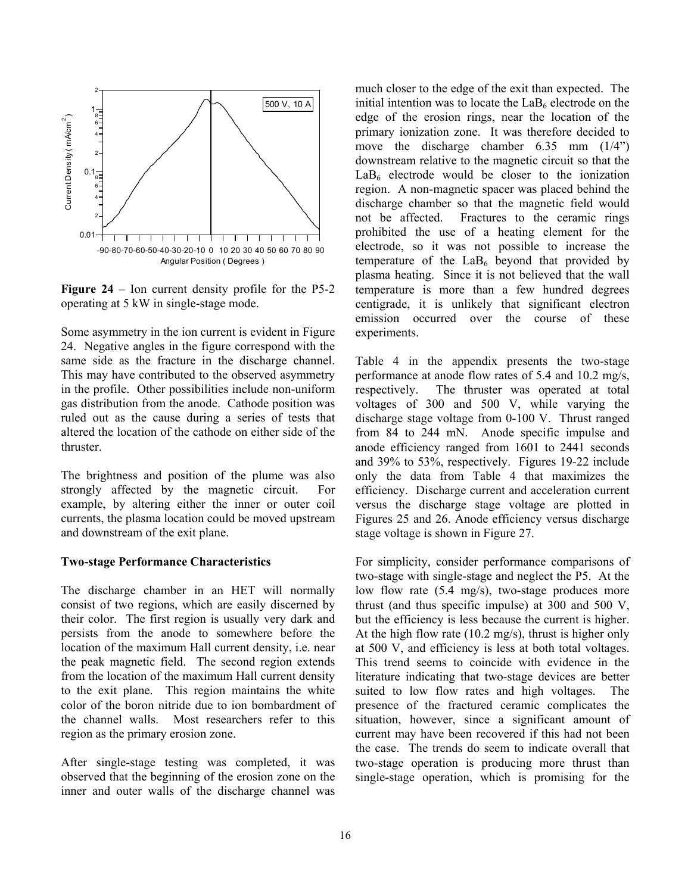**Figure 24** – Ion current density profile for the P5-2 operating at 5 kW in single-stage mode.

Some asymmetry in the ion current is evident in Figure 24. Negative angles in the figure correspond with the same side as the fracture in the discharge channel. This may have contributed to the observed asymmetry in the profile. Other possibilities include non-uniform gas distribution from the anode. Cathode position was ruled out as the cause during a series of tests that altered the location of the cathode on either side of the thruster.

The brightness and position of the plume was also strongly affected by the magnetic circuit. For example, by altering either the inner or outer coil currents, the plasma location could be moved upstream and downstream of the exit plane.

**Two-stage Performance Characteristics**

The discharge chamber in an HET will normally consist of two regions, which are easily discerned by their color. The first region is usually very dark and persists from the anode to somewhere before the location of the maximum Hall current density, i.e. near the peak magnetic field. The second region extends from the location of the maximum Hall current density to the exit plane. This region maintains the white color of the boron nitride due to ion bombardment of the channel walls. Most researchers refer to this region as the primary erosion zone.

After single-stage testing was completed, it was observed that the beginning of the erosion zone on the inner and outer walls of the discharge channel was much closer to the edge of the exit than expected. The initial intention was to locate the $LaB_6$ electrode on the edge of the erosion rings, near the location of the primary ionization zone. It was therefore decided to move the discharge chamber 6.35 mm (1/4") downstream relative to the magnetic circuit so that the $LaB_6$ electrode would be closer to the ionization region. A non-magnetic spacer was placed behind the discharge chamber so that the magnetic field would not be affected. Fractures to the ceramic rings prohibited the use of a heating element for the electrode, so it was not possible to increase the temperature of the $LaB_6$ beyond that provided by plasma heating. Since it is not believed that the wall temperature is more than a few hundred degrees centigrade, it is unlikely that significant electron emission occurred over the course of these experiments.

Table 4 in the appendix presents the two-stage performance at anode flow rates of 5.4 and 10.2 mg/s, respectively. The thruster was operated at total voltages of 300 and 500 V, while varying the discharge stage voltage from 0-100 V. Thrust ranged from 84 to 244 mN. Anode specific impulse and anode efficiency ranged from 1601 to 2441 seconds and 39% to 53%, respectively. Figures 19-22 include only the data from Table 4 that maximizes the efficiency. Discharge current and acceleration current versus the discharge stage voltage are plotted in Figures 25 and 26. Anode efficiency versus discharge stage voltage is shown in Figure 27.

For simplicity, consider performance comparisons of two-stage with single-stage and neglect the P5. At the low flow rate (5.4 mg/s), two-stage produces more thrust (and thus specific impulse) at 300 and 500 V, but the efficiency is less because the current is higher. At the high flow rate (10.2 mg/s), thrust is higher only at 500 V, and efficiency is less at both total voltages. This trend seems to coincide with evidence in the literature indicating that two-stage devices are better suited to low flow rates and high voltages. The presence of the fractured ceramic complicates the situation, however, since a significant amount of current may have been recovered if this had not been the case. The trends do seem to indicate overall that two-stage operation is producing more thrust than single-stage operation, which is promising for the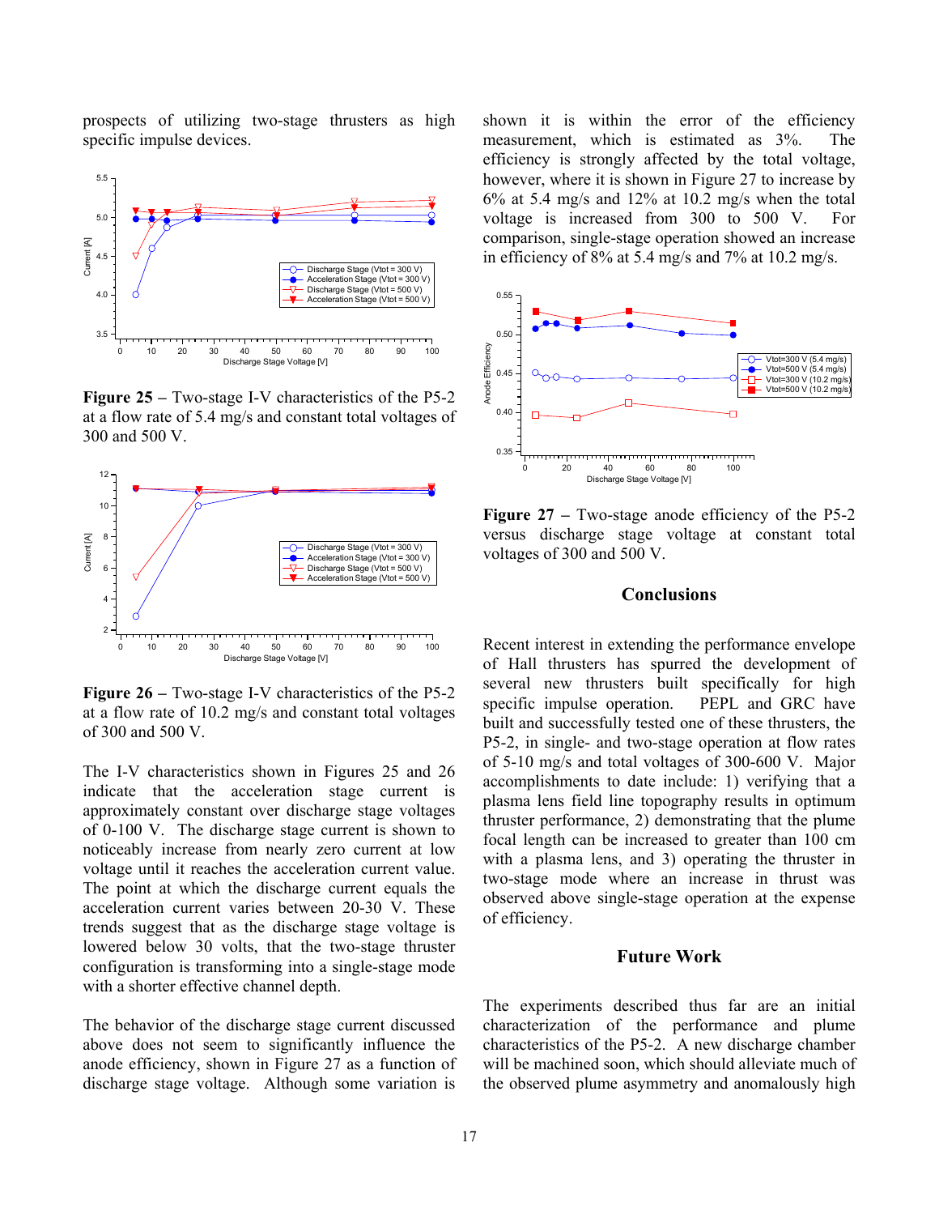prospects of utilizing two-stage thrusters as high specific impulse devices.

**Figure 25 –** Two-stage I-V characteristics of the P5-2 at a flow rate of 5.4 mg/s and constant total voltages of 300 and 500 V.

**Figure 26 –** Two-stage I-V characteristics of the P5-2 at a flow rate of 10.2 mg/s and constant total voltages of 300 and 500 V.

The I-V characteristics shown in Figures 25 and 26 indicate that the acceleration stage current is approximately constant over discharge stage voltages of 0-100 V. The discharge stage current is shown to noticeably increase from nearly zero current at low voltage until it reaches the acceleration current value. The point at which the discharge current equals the acceleration current varies between 20-30 V. These trends suggest that as the discharge stage voltage is lowered below 30 volts, that the two-stage thruster configuration is transforming into a single-stage mode with a shorter effective channel depth.

The behavior of the discharge stage current discussed above does not seem to significantly influence the anode efficiency, shown in Figure 27 as a function of discharge stage voltage. Although some variation is shown it is within the error of the efficiency measurement, which is estimated as 3%. The efficiency is strongly affected by the total voltage, however, where it is shown in Figure 27 to increase by 6% at 5.4 mg/s and 12% at 10.2 mg/s when the total voltage is increased from 300 to 500 V. For comparison, single-stage operation showed an increase in efficiency of 8% at 5.4 mg/s and 7% at 10.2 mg/s.

**Figure 27 –** Two-stage anode efficiency of the P5-2 versus discharge stage voltage at constant total voltages of 300 and 500 V.

## Conclusions

Recent interest in extending the performance envelope of Hall thrusters has spurred the development of several new thrusters built specifically for high specific impulse operation. PEPL and GRC have built and successfully tested one of these thrusters, the P5-2, in single- and two-stage operation at flow rates of 5-10 mg/s and total voltages of 300-600 V. Major accomplishments to date include: 1) verifying that a plasma lens field line topography results in optimum thruster performance, 2) demonstrating that the plume focal length can be increased to greater than 100 cm with a plasma lens, and 3) operating the thruster in two-stage mode where an increase in thrust was observed above single-stage operation at the expense of efficiency.

## Future Work

The experiments described thus far are an initial characterization of the performance and plume characteristics of the P5-2. A new discharge chamber will be machined soon, which should alleviate much of the observed plume asymmetry and anomalously high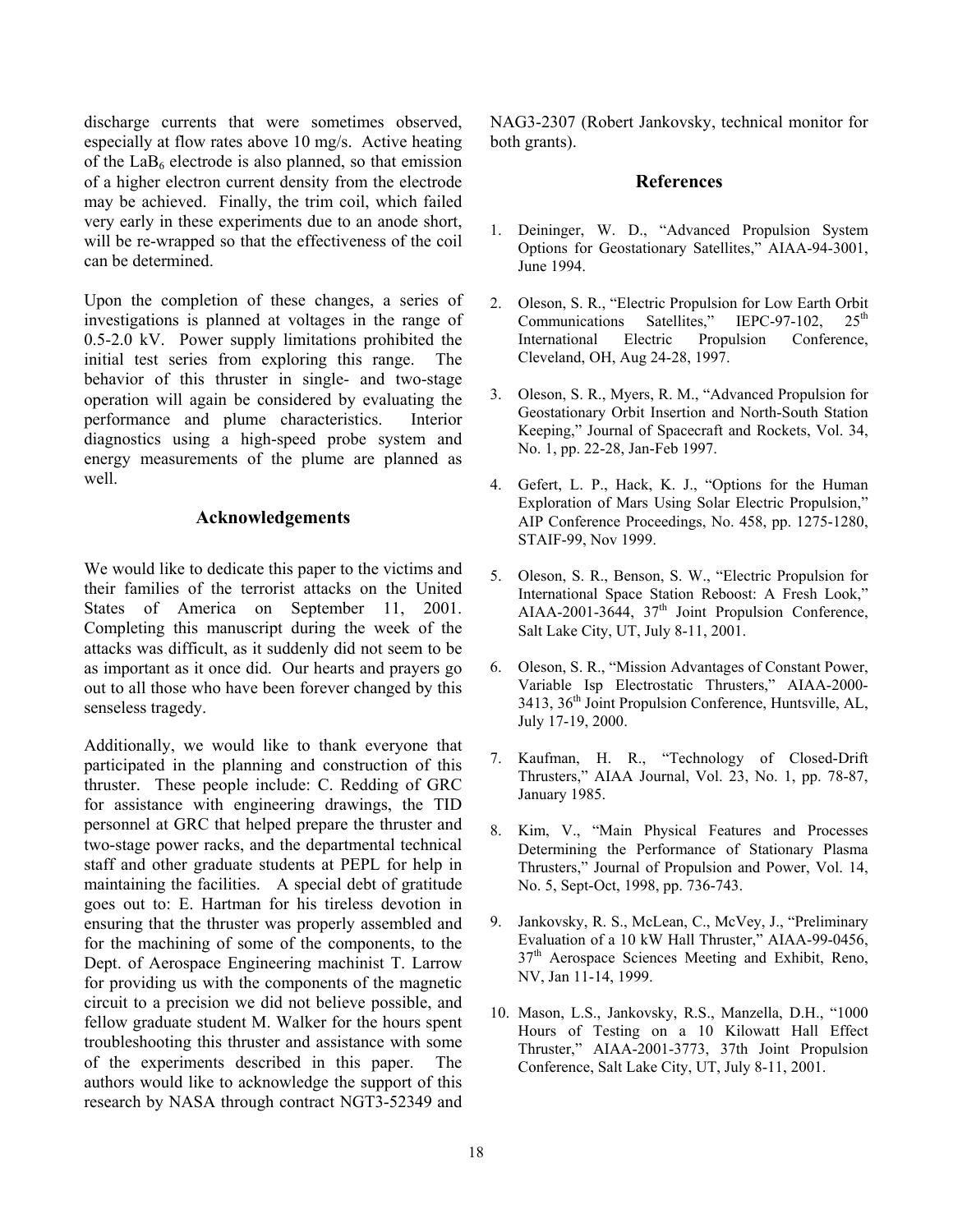discharge currents that were sometimes observed, especially at flow rates above 10 mg/s. Active heating of the $LaB_6$ electrode is also planned, so that emission of a higher electron current density from the electrode may be achieved. Finally, the trim coil, which failed very early in these experiments due to an anode short, will be re-wrapped so that the effectiveness of the coil can be determined.

Upon the completion of these changes, a series of investigations is planned at voltages in the range of 0.5-2.0 kV. Power supply limitations prohibited the initial test series from exploring this range. The behavior of this thruster in single- and two-stage operation will again be considered by evaluating the performance and plume characteristics. Interior diagnostics using a high-speed probe system and energy measurements of the plume are planned as well.

## Acknowledgements

We would like to dedicate this paper to the victims and their families of the terrorist attacks on the United States of America on September 11, 2001. Completing this manuscript during the week of the attacks was difficult, as it suddenly did not seem to be as important as it once did. Our hearts and prayers go out to all those who have been forever changed by this senseless tragedy.

Additionally, we would like to thank everyone that participated in the planning and construction of this thruster. These people include: C. Redding of GRC for assistance with engineering drawings, the TID personnel at GRC that helped prepare the thruster and two-stage power racks, and the departmental technical staff and other graduate students at PEPL for help in maintaining the facilities. A special debt of gratitude goes out to: E. Hartman for his tireless devotion in ensuring that the thruster was properly assembled and for the machining of some of the components, to the Dept. of Aerospace Engineering machinist T. Larrow for providing us with the components of the magnetic circuit to a precision we did not believe possible, and fellow graduate student M. Walker for the hours spent troubleshooting this thruster and assistance with some of the experiments described in this paper. The authors would like to acknowledge the support of this research by NASA through contract NGT3-52349 and NAG3-2307 (Robert Jankovsky, technical monitor for both grants).

## References

1. Deininger, W. D., "Advanced Propulsion System Options for Geostationary Satellites," AIAA-94-3001, June 1994.

2. Oleson, S. R., "Electric Propulsion for Low Earth Orbit Communications Satellites," IEPC-97-102, 25th International Electric Propulsion Conference, Cleveland, OH, Aug 24-28, 1997.

3. Oleson, S. R., Myers, R. M., "Advanced Propulsion for Geostationary Orbit Insertion and North-South Station Keeping," Journal of Spacecraft and Rockets, Vol. 34, No. 1, pp. 22-28, Jan-Feb 1997.

4. Gefert, L. P., Hack, K. J., "Options for the Human Exploration of Mars Using Solar Electric Propulsion," AIP Conference Proceedings, No. 458, pp. 1275-1280, STAIF-99, Nov 1999.

5. Oleson, S. R., Benson, S. W., "Electric Propulsion for International Space Station Reboost: A Fresh Look," AIAA-2001-3644, 37th Joint Propulsion Conference, Salt Lake City, UT, July 8-11, 2001.

6. Oleson, S. R., "Mission Advantages of Constant Power, Variable Isp Electrostatic Thrusters," AIAA-2000-3413, 36th Joint Propulsion Conference, Huntsville, AL, July 17-19, 2000.

7. Kaufman, H. R., "Technology of Closed-Drift Thrusters," AIAA Journal, Vol. 23, No. 1, pp. 78-87, January 1985.

8. Kim, V., "Main Physical Features and Processes Determining the Performance of Stationary Plasma Thrusters," Journal of Propulsion and Power, Vol. 14, No. 5, Sept-Oct, 1998, pp. 736-743.

9. Jankovsky, R. S., McLean, C., McVey, J., "Preliminary Evaluation of a 10 kW Hall Thruster," AIAA-99-0456, 37th Aerospace Sciences Meeting and Exhibit, Reno, NV, Jan 11-14, 1999.

10. Mason, L.S., Jankovsky, R.S., Manzella, D.H., "1000 Hours of Testing on a 10 Kilowatt Hall Effect Thruster," AIAA-2001-3773, 37th Joint Propulsion Conference, Salt Lake City, UT, July 8-11, 2001.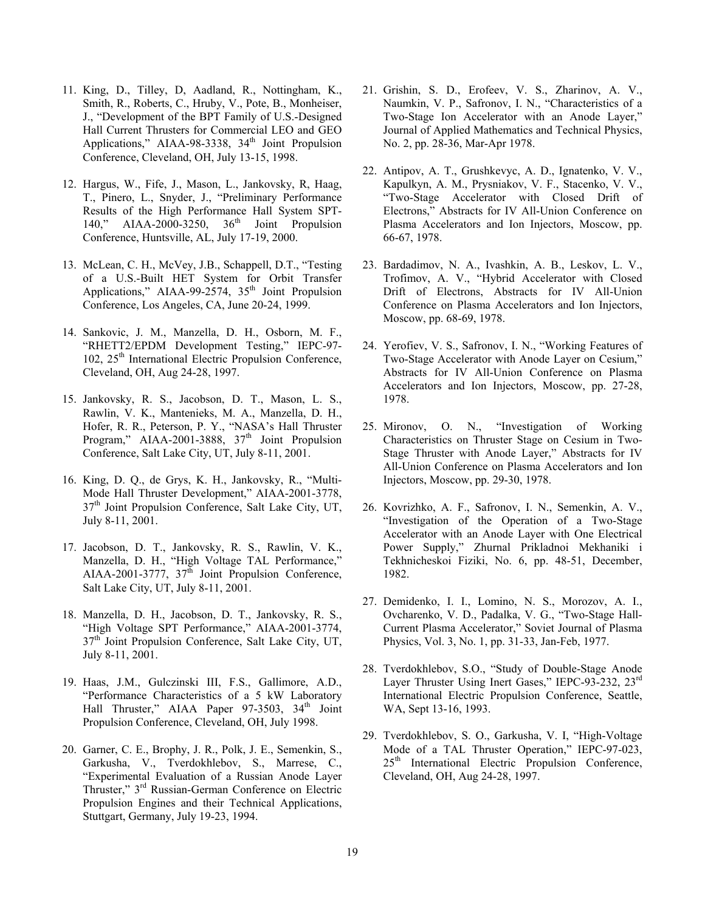11. King, D., Tilley, D, Aadland, R., Nottingham, K., Smith, R., Roberts, C., Hruby, V., Pote, B., Monheiser, J., "Development of the BPT Family of U.S.-Designed Hall Current Thrusters for Commercial LEO and GEO Applications," AIAA-98-3338, 34th Joint Propulsion Conference, Cleveland, OH, July 13-15, 1998.

12. Hargus, W., Fife, J., Mason, L., Jankovsky, R, Haag, T., Pinero, L., Snyder, J., "Preliminary Performance Results of the High Performance Hall System SPT-140," AIAA-2000-3250, 36th Joint Propulsion Conference, Huntsville, AL, July 17-19, 2000.

13. McLean, C. H., McVey, J.B., Schappell, D.T., "Testing of a U.S.-Built HET System for Orbit Transfer Applications," AIAA-99-2574, 35th Joint Propulsion Conference, Los Angeles, CA, June 20-24, 1999.

14. Sankovic, J. M., Manzella, D. H., Osborn, M. F., "RHETT2/EPDM Development Testing," IEPC-97-102, 25th International Electric Propulsion Conference, Cleveland, OH, Aug 24-28, 1997.

15. Jankovsky, R. S., Jacobson, D. T., Mason, L. S., Rawlin, V. K., Mantenieks, M. A., Manzella, D. H., Hofer, R. R., Peterson, P. Y., "NASA's Hall Thruster Program," AIAA-2001-3888, 37th Joint Propulsion Conference, Salt Lake City, UT, July 8-11, 2001.

16. King, D. Q., de Grys, K. H., Jankovsky, R., "Multi-Mode Hall Thruster Development," AIAA-2001-3778, 37th Joint Propulsion Conference, Salt Lake City, UT, July 8-11, 2001.

17. Jacobson, D. T., Jankovsky, R. S., Rawlin, V. K., Manzella, D. H., "High Voltage TAL Performance," AIAA-2001-3777, 37th Joint Propulsion Conference, Salt Lake City, UT, July 8-11, 2001.

18. Manzella, D. H., Jacobson, D. T., Jankovsky, R. S., "High Voltage SPT Performance," AIAA-2001-3774, 37th Joint Propulsion Conference, Salt Lake City, UT, July 8-11, 2001.

19. Haas, J.M., Gulczinski III, F.S., Gallimore, A.D., "Performance Characteristics of a 5 kW Laboratory Hall Thruster," AIAA Paper 97-3503, 34th Joint Propulsion Conference, Cleveland, OH, July 1998.

20. Garner, C. E., Brophy, J. R., Polk, J. E., Semenkin, S., Garkusha, V., Tverdokhlebov, S., Marrese, C., "Experimental Evaluation of a Russian Anode Layer Thruster," 3rd Russian-German Conference on Electric Propulsion Engines and their Technical Applications, Stuttgart, Germany, July 19-23, 1994.

21. Grishin, S. D., Erofeev, V. S., Zharinov, A. V., Naumkin, V. P., Safronov, I. N., "Characteristics of a Two-Stage Ion Accelerator with an Anode Layer," Journal of Applied Mathematics and Technical Physics, No. 2, pp. 28-36, Mar-Apr 1978.

22. Antipov, A. T., Grushkevyc, A. D., Ignatenko, V. V., Kapulkyn, A. M., Prysniakov, V. F., Stacenko, V. V., "Two-Stage Accelerator with Closed Drift of Electrons," Abstracts for IV All-Union Conference on Plasma Accelerators and Ion Injectors, Moscow, pp. 66-67, 1978.

23. Bardadimov, N. A., Ivashkin, A. B., Leskov, L. V., Trofimov, A. V., "Hybrid Accelerator with Closed Drift of Electrons, Abstracts for IV All-Union Conference on Plasma Accelerators and Ion Injectors, Moscow, pp. 68-69, 1978.

24. Yerofiev, V. S., Safronov, I. N., "Working Features of Two-Stage Accelerator with Anode Layer on Cesium," Abstracts for IV All-Union Conference on Plasma Accelerators and Ion Injectors, Moscow, pp. 27-28, 1978.

25. Mironov, O. N., "Investigation of Working Characteristics on Thruster Stage on Cesium in Two-Stage Thruster with Anode Layer," Abstracts for IV All-Union Conference on Plasma Accelerators and Ion Injectors, Moscow, pp. 29-30, 1978.

26. Kovrizhko, A. F., Safronov, I. N., Semenkin, A. V., "Investigation of the Operation of a Two-Stage Accelerator with an Anode Layer with One Electrical Power Supply," Zhurnal Prikladnoi Mekhaniki i Tekhnicheskoi Fiziki, No. 6, pp. 48-51, December, 1982.

27. Demidenko, I. I., Lomino, N. S., Morozov, A. I., Ovcharenko, V. D., Padalka, V. G., "Two-Stage Hall-Current Plasma Accelerator," Soviet Journal of Plasma Physics, Vol. 3, No. 1, pp. 31-33, Jan-Feb, 1977.

28. Tverdokhlebov, S.O., "Study of Double-Stage Anode Layer Thruster Using Inert Gases," IEPC-93-232, 23rd International Electric Propulsion Conference, Seattle, WA, Sept 13-16, 1993.

29. Tverdokhlebov, S. O., Garkusha, V. I, "High-Voltage Mode of a TAL Thruster Operation," IEPC-97-023, 25th International Electric Propulsion Conference, Cleveland, OH, Aug 24-28, 1997.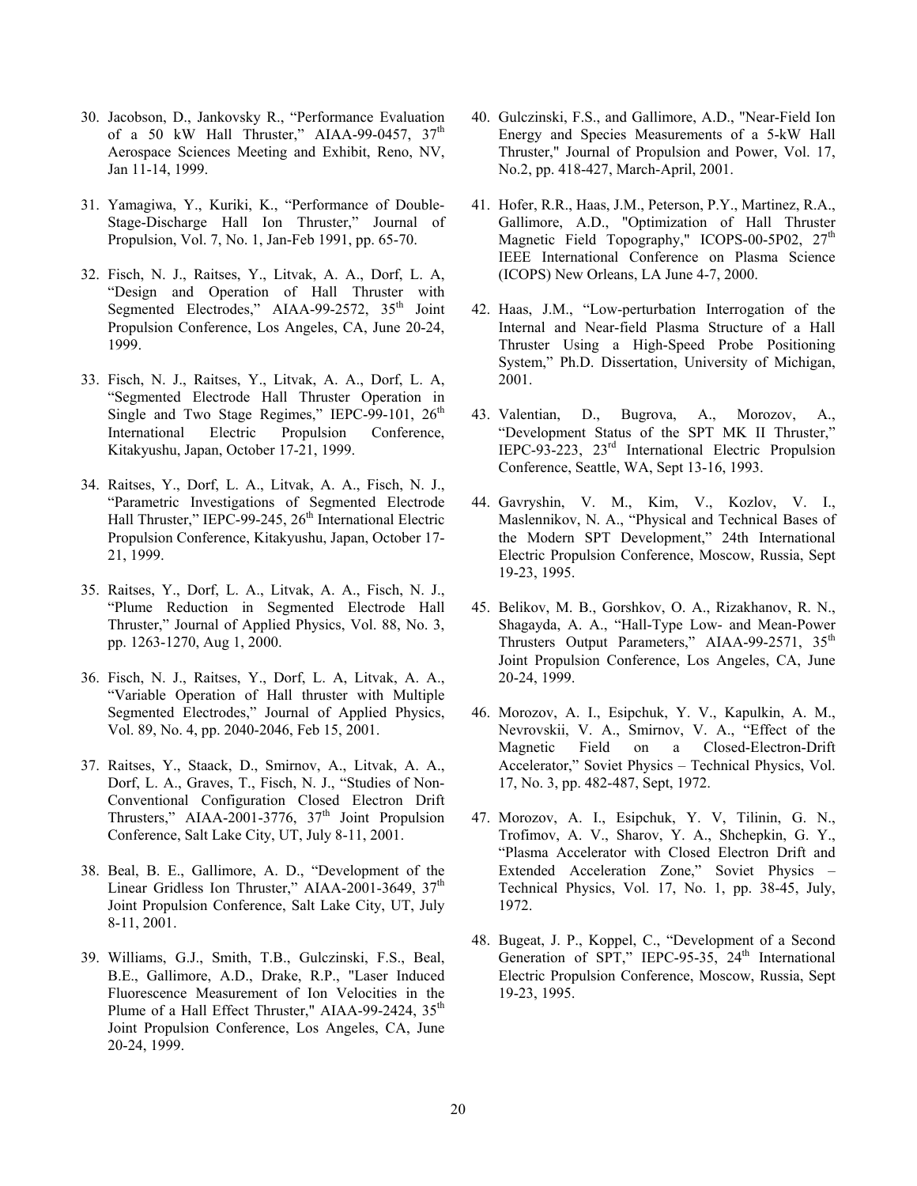30. Jacobson, D., Jankovsky R., "Performance Evaluation of a 50 kW Hall Thruster," AIAA-99-0457, 37th Aerospace Sciences Meeting and Exhibit, Reno, NV, Jan 11-14, 1999.

31. Yamagiwa, Y., Kuriki, K., "Performance of Double-Stage-Discharge Hall Ion Thruster," Journal of Propulsion, Vol. 7, No. 1, Jan-Feb 1991, pp. 65-70.

32. Fisch, N. J., Raitses, Y., Litvak, A. A., Dorf, L. A, "Design and Operation of Hall Thruster with Segmented Electrodes," AIAA-99-2572, 35th Joint Propulsion Conference, Los Angeles, CA, June 20-24, 1999.

33. Fisch, N. J., Raitses, Y., Litvak, A. A., Dorf, L. A, "Segmented Electrode Hall Thruster Operation in Single and Two Stage Regimes," IEPC-99-101, 26th International Electric Propulsion Conference, Kitakyushu, Japan, October 17-21, 1999.

34. Raitses, Y., Dorf, L. A., Litvak, A. A., Fisch, N. J., "Parametric Investigations of Segmented Electrode Hall Thruster," IEPC-99-245, 26th International Electric Propulsion Conference, Kitakyushu, Japan, October 17-21, 1999.

35. Raitses, Y., Dorf, L. A., Litvak, A. A., Fisch, N. J., "Plume Reduction in Segmented Electrode Hall Thruster," Journal of Applied Physics, Vol. 88, No. 3, pp. 1263-1270, Aug 1, 2000.

36. Fisch, N. J., Raitses, Y., Dorf, L. A, Litvak, A. A., "Variable Operation of Hall thruster with Multiple Segmented Electrodes," Journal of Applied Physics, Vol. 89, No. 4, pp. 2040-2046, Feb 15, 2001.

37. Raitses, Y., Staack, D., Smirnov, A., Litvak, A. A., Dorf, L. A., Graves, T., Fisch, N. J., "Studies of Non-Conventional Configuration Closed Electron Drift Thrusters," AIAA-2001-3776, 37th Joint Propulsion Conference, Salt Lake City, UT, July 8-11, 2001.

38. Beal, B. E., Gallimore, A. D., "Development of the Linear Gridless Ion Thruster," AIAA-2001-3649, 37th Joint Propulsion Conference, Salt Lake City, UT, July 8-11, 2001.

39. Williams, G.J., Smith, T.B., Gulczinski, F.S., Beal, B.E., Gallimore, A.D., Drake, R.P., "Laser Induced Fluorescence Measurement of Ion Velocities in the Plume of a Hall Effect Thruster," AIAA-99-2424, 35th Joint Propulsion Conference, Los Angeles, CA, June 20-24, 1999.

40. Gulczinski, F.S., and Gallimore, A.D., "Near-Field Ion Energy and Species Measurements of a 5-kW Hall Thruster," Journal of Propulsion and Power, Vol. 17, No.2, pp. 418-427, March-April, 2001.

41. Hofer, R.R., Haas, J.M., Peterson, P.Y., Martinez, R.A., Gallimore, A.D., "Optimization of Hall Thruster Magnetic Field Topography," ICOPS-00-5P02, 27th IEEE International Conference on Plasma Science (ICOPS) New Orleans, LA June 4-7, 2000.

42. Haas, J.M., "Low-perturbation Interrogation of the Internal and Near-field Plasma Structure of a Hall Thruster Using a High-Speed Probe Positioning System," Ph.D. Dissertation, University of Michigan, 2001.

43. Valentian, D., Bugrova, A., Morozov, A., "Development Status of the SPT MK II Thruster," IEPC-93-223, 23rd International Electric Propulsion Conference, Seattle, WA, Sept 13-16, 1993.

44. Gavryshin, V. M., Kim, V., Kozlov, V. I., Maslennikov, N. A., "Physical and Technical Bases of the Modern SPT Development," 24th International Electric Propulsion Conference, Moscow, Russia, Sept 19-23, 1995.

45. Belikov, M. B., Gorshkov, O. A., Rizakhanov, R. N., Shagayda, A. A., "Hall-Type Low- and Mean-Power Thrusters Output Parameters," AIAA-99-2571, 35th Joint Propulsion Conference, Los Angeles, CA, June 20-24, 1999.

46. Morozov, A. I., Esipchuk, Y. V., Kapulkin, A. M., Nevrovskii, V. A., Smirnov, V. A., "Effect of the Magnetic Field on a Closed-Electron-Drift Accelerator," Soviet Physics – Technical Physics, Vol. 17, No. 3, pp. 482-487, Sept, 1972.

47. Morozov, A. I., Esipchuk, Y. V, Tilinin, G. N., Trofimov, A. V., Sharov, Y. A., Shchepkin, G. Y., "Plasma Accelerator with Closed Electron Drift and Extended Acceleration Zone," Soviet Physics – Technical Physics, Vol. 17, No. 1, pp. 38-45, July, 1972.

48. Bugeat, J. P., Koppel, C., "Development of a Second Generation of SPT," IEPC-95-35, 24th International Electric Propulsion Conference, Moscow, Russia, Sept 19-23, 1995.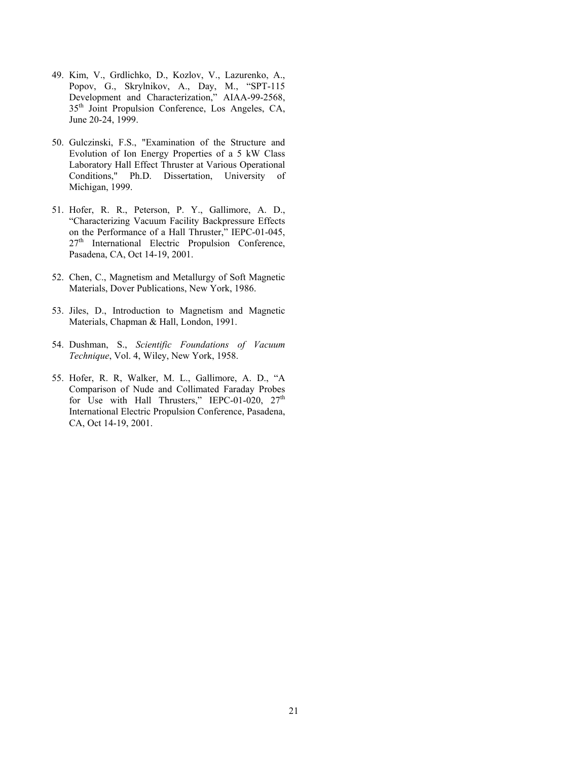49. Kim, V., Grdlichko, D., Kozlov, V., Lazurenko, A., Popov, G., Skrylnikov, A., Day, M., "SPT-115 Development and Characterization," AIAA-99-2568, 35th Joint Propulsion Conference, Los Angeles, CA, June 20-24, 1999.

50. Gulczinski, F.S., "Examination of the Structure and Evolution of Ion Energy Properties of a 5 kW Class Laboratory Hall Effect Thruster at Various Operational Conditions," Ph.D. Dissertation, University of Michigan, 1999.

51. Hofer, R. R., Peterson, P. Y., Gallimore, A. D., "Characterizing Vacuum Facility Backpressure Effects on the Performance of a Hall Thruster," IEPC-01-045, 27th International Electric Propulsion Conference, Pasadena, CA, Oct 14-19, 2001.

52. Chen, C., Magnetism and Metallurgy of Soft Magnetic Materials, Dover Publications, New York, 1986.

53. Jiles, D., Introduction to Magnetism and Magnetic Materials, Chapman & Hall, London, 1991.

54. Dushman, S., *Scientific Foundations of Vacuum Technique*, Vol. 4, Wiley, New York, 1958.

55. Hofer, R. R, Walker, M. L., Gallimore, A. D., "A Comparison of Nude and Collimated Faraday Probes for Use with Hall Thrusters," IEPC-01-020, 27th International Electric Propulsion Conference, Pasadena, CA, Oct 14-19, 2001.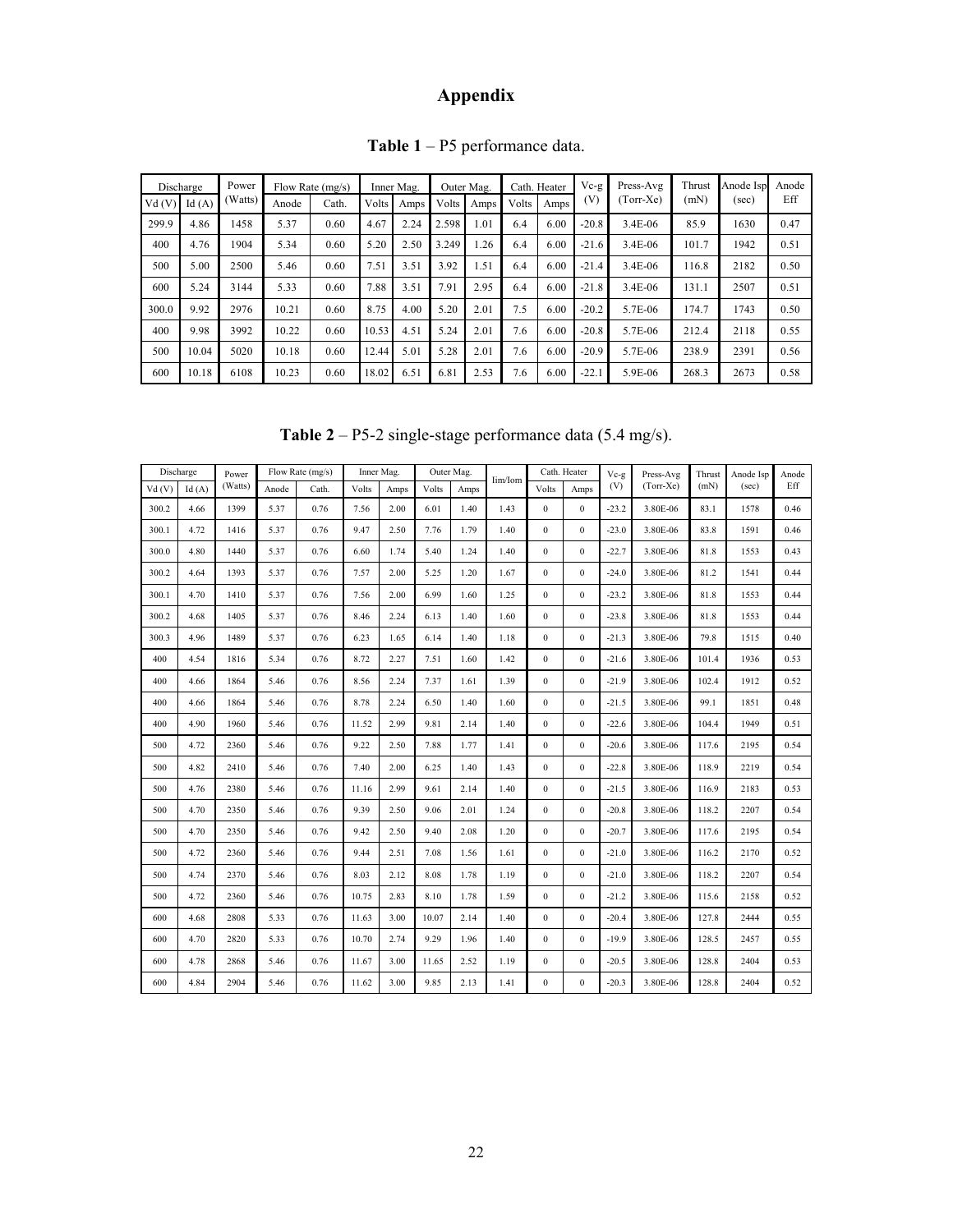# Appendix

**Table 1** – P5 performance data.

| Discharge | | Power (Watts) | Flow Rate (mg/s) | | Inner Mag. | | Outer Mag. | | Cath. Heater | | Vc-g (V) | Press-Avg (Torr-Xe) | Thrust (mN) | Anode Isp (sec) | Anode Eff |
|---|---|---|---|---|---|---|---|---|---|---|---|---|---|---|---|
| Vd (V) | Id (A) | | Anode | Cath. | Volts | Amps | Volts | Amps | Volts | Amps | | | | | |
| 299.9 | 4.86 | 1458 | 5.37 | 0.60 | 4.67 | 2.24 | 2.598 | 1.01 | 6.4 | 6.00 | -20.8 | 3.4E-06 | 85.9 | 1630 | 0.47 |
| 400 | 4.76 | 1904 | 5.34 | 0.60 | 5.20 | 2.50 | 3.249 | 1.26 | 6.4 | 6.00 | -21.6 | 3.4E-06 | 101.7 | 1942 | 0.51 |
| 500 | 5.00 | 2500 | 5.46 | 0.60 | 7.51 | 3.51 | 3.92 | 1.51 | 6.4 | 6.00 | -21.4 | 3.4E-06 | 116.8 | 2182 | 0.50 |
| 600 | 5.24 | 3144 | 5.33 | 0.60 | 7.88 | 3.51 | 7.91 | 2.95 | 6.4 | 6.00 | -21.8 | 3.4E-06 | 131.1 | 2507 | 0.51 |
| 300.0 | 9.92 | 2976 | 10.21 | 0.60 | 8.75 | 4.00 | 5.20 | 2.01 | 7.5 | 6.00 | -20.2 | 5.7E-06 | 174.7 | 1743 | 0.50 |
| 400 | 9.98 | 3992 | 10.22 | 0.60 | 10.53 | 4.51 | 5.24 | 2.01 | 7.6 | 6.00 | -20.8 | 5.7E-06 | 212.4 | 2118 | 0.55 |
| 500 | 10.04 | 5020 | 10.18 | 0.60 | 12.44 | 5.01 | 5.28 | 2.01 | 7.6 | 6.00 | -20.9 | 5.7E-06 | 238.9 | 2391 | 0.56 |
| 600 | 10.18 | 6108 | 10.23 | 0.60 | 18.02 | 6.51 | 6.81 | 2.53 | 7.6 | 6.00 | -22.1 | 5.9E-06 | 268.3 | 2673 | 0.58 |

**Table 2** – P5-2 single-stage performance data (5.4 mg/s).

| Discharge | | Power (Watts) | Flow Rate (mg/s) | | Inner Mag. | | Outer Mag. | | Iim/Iom | Cath. Heater | | Vc-g (V) | Press-Avg (Torr-Xe) | Thrust (mN) | Anode Isp (sec) | Anode Eff |
|---|---|---|---|---|---|---|---|---|---|---|---|---|---|---|---|---|
| Vd (V) | Id (A) | | Anode | Cath. | Volts | Amps | Volts | Amps | | Volts | Amps | | | | | |
| 300.2 | 4.66 | 1399 | 5.37 | 0.76 | 7.56 | 2.00 | 6.01 | 1.40 | 1.43 | 0 | 0 | -23.2 | 3.80E-06 | 83.1 | 1578 | 0.46 |
| 300.1 | 4.72 | 1416 | 5.37 | 0.76 | 9.47 | 2.50 | 7.76 | 1.79 | 1.40 | 0 | 0 | -23.0 | 3.80E-06 | 83.8 | 1591 | 0.46 |
| 300.0 | 4.80 | 1440 | 5.37 | 0.76 | 6.60 | 1.74 | 5.40 | 1.24 | 1.40 | 0 | 0 | -22.7 | 3.80E-06 | 81.8 | 1553 | 0.43 |
| 300.2 | 4.64 | 1393 | 5.37 | 0.76 | 7.57 | 2.00 | 5.25 | 1.20 | 1.67 | 0 | 0 | -24.0 | 3.80E-06 | 81.2 | 1541 | 0.44 |
| 300.1 | 4.70 | 1410 | 5.37 | 0.76 | 7.56 | 2.00 | 6.99 | 1.60 | 1.25 | 0 | 0 | -23.2 | 3.80E-06 | 81.8 | 1553 | 0.44 |
| 300.2 | 4.68 | 1405 | 5.37 | 0.76 | 8.46 | 2.24 | 6.13 | 1.40 | 1.60 | 0 | 0 | -23.8 | 3.80E-06 | 81.8 | 1553 | 0.44 |
| 300.3 | 4.96 | 1489 | 5.37 | 0.76 | 6.23 | 1.65 | 6.14 | 1.40 | 1.18 | 0 | 0 | -21.3 | 3.80E-06 | 79.8 | 1515 | 0.40 |
| 400 | 4.54 | 1816 | 5.34 | 0.76 | 8.72 | 2.27 | 7.51 | 1.60 | 1.42 | 0 | 0 | -21.6 | 3.80E-06 | 101.4 | 1936 | 0.53 |
| 400 | 4.66 | 1864 | 5.46 | 0.76 | 8.56 | 2.24 | 7.37 | 1.61 | 1.39 | 0 | 0 | -21.9 | 3.80E-06 | 102.4 | 1912 | 0.52 |
| 400 | 4.66 | 1864 | 5.46 | 0.76 | 8.78 | 2.24 | 6.50 | 1.40 | 1.60 | 0 | 0 | -21.5 | 3.80E-06 | 99.1 | 1851 | 0.48 |
| 400 | 4.90 | 1960 | 5.46 | 0.76 | 11.52 | 2.99 | 9.81 | 2.14 | 1.40 | 0 | 0 | -22.6 | 3.80E-06 | 104.4 | 1949 | 0.51 |
| 500 | 4.72 | 2360 | 5.46 | 0.76 | 9.22 | 2.50 | 7.88 | 1.77 | 1.41 | 0 | 0 | -20.6 | 3.80E-06 | 117.6 | 2195 | 0.54 |
| 500 | 4.82 | 2410 | 5.46 | 0.76 | 7.40 | 2.00 | 6.25 | 1.40 | 1.43 | 0 | 0 | -22.8 | 3.80E-06 | 118.9 | 2219 | 0.54 |
| 500 | 4.76 | 2380 | 5.46 | 0.76 | 11.16 | 2.99 | 9.61 | 2.14 | 1.40 | 0 | 0 | -21.5 | 3.80E-06 | 116.9 | 2183 | 0.53 |
| 500 | 4.70 | 2350 | 5.46 | 0.76 | 9.39 | 2.50 | 9.06 | 2.01 | 1.24 | 0 | 0 | -20.8 | 3.80E-06 | 118.2 | 2207 | 0.54 |
| 500 | 4.70 | 2350 | 5.46 | 0.76 | 9.42 | 2.50 | 9.40 | 2.08 | 1.20 | 0 | 0 | -20.7 | 3.80E-06 | 117.6 | 2195 | 0.54 |
| 500 | 4.72 | 2360 | 5.46 | 0.76 | 9.44 | 2.51 | 7.08 | 1.56 | 1.61 | 0 | 0 | -21.0 | 3.80E-06 | 116.2 | 2170 | 0.52 |
| 500 | 4.74 | 2370 | 5.46 | 0.76 | 8.03 | 2.12 | 8.08 | 1.78 | 1.19 | 0 | 0 | -21.0 | 3.80E-06 | 118.2 | 2207 | 0.54 |
| 500 | 4.72 | 2360 | 5.46 | 0.76 | 10.75 | 2.83 | 8.10 | 1.78 | 1.59 | 0 | 0 | -21.2 | 3.80E-06 | 115.6 | 2158 | 0.52 |
| 600 | 4.68 | 2808 | 5.33 | 0.76 | 11.63 | 3.00 | 10.07 | 2.14 | 1.40 | 0 | 0 | -20.4 | 3.80E-06 | 127.8 | 2444 | 0.55 |
| 600 | 4.70 | 2820 | 5.33 | 0.76 | 10.70 | 2.74 | 9.29 | 1.96 | 1.40 | 0 | 0 | -19.9 | 3.80E-06 | 128.5 | 2457 | 0.55 |
| 600 | 4.78 | 2868 | 5.46 | 0.76 | 11.67 | 3.00 | 11.65 | 2.52 | 1.19 | 0 | 0 | -20.5 | 3.80E-06 | 128.8 | 2404 | 0.53 |
| 600 | 4.84 | 2904 | 5.46 | 0.76 | 11.62 | 3.00 | 9.85 | 2.13 | 1.41 | 0 | 0 | -20.3 | 3.80E-06 | 128.8 | 2404 | 0.52 |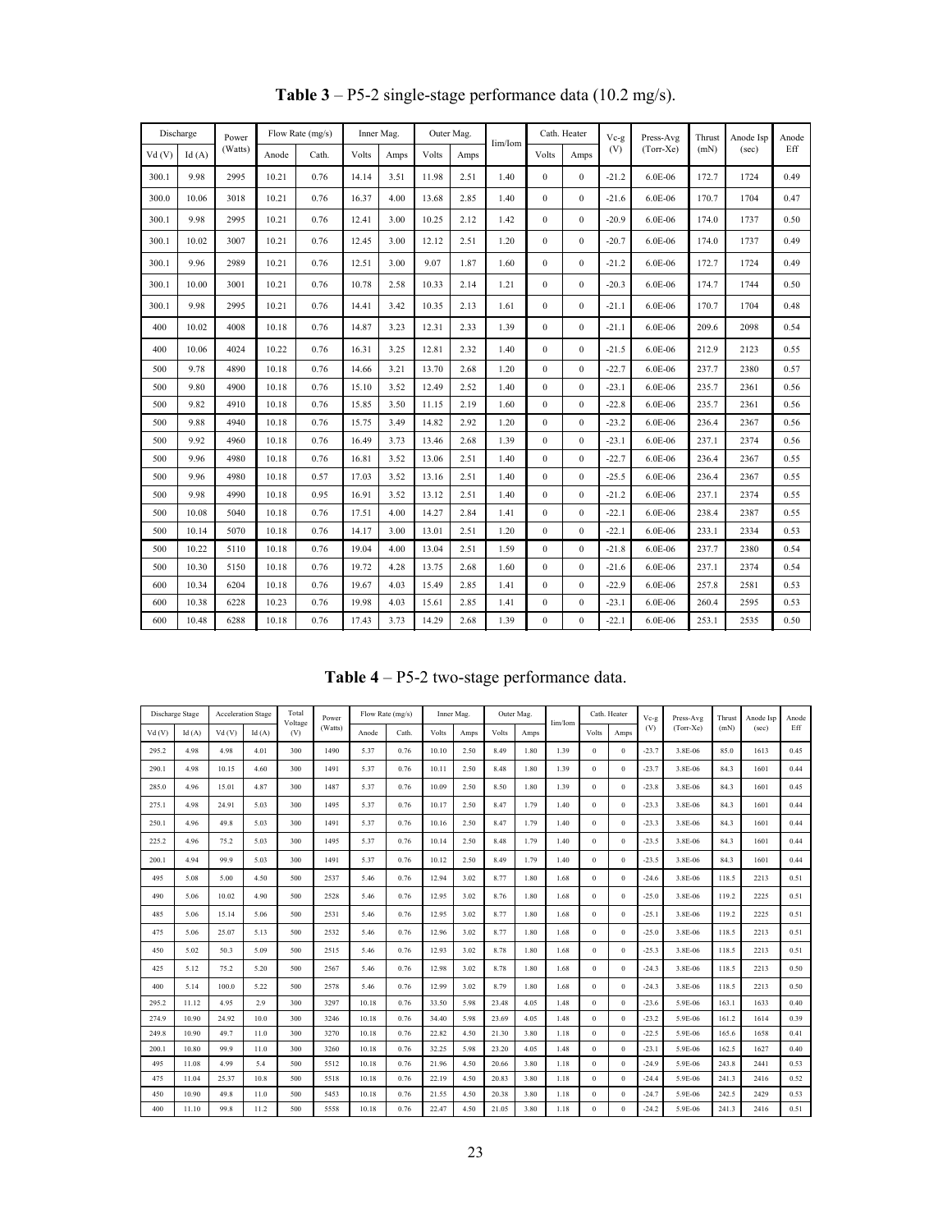**Table 3** – P5-2 single-stage performance data (10.2 mg/s).

| Discharge | | Power | Flow Rate (mg/s) | | Inner Mag. | | Outer Mag. | | Iim/Iom | Cath. Heater | | Vc-g | Press-Avg | Thrust | Anode Isp | Anode |
|---|---|---|---|---|---|---|---|---|---|---|---|---|---|---|---|---|
| Vd (V) | Id (A) | (Watts) | Anode | Cath. | Volts | Amps | Volts | Amps | | Volts | Amps | (V) | (Torr-Xe) | (mN) | (sec) | Eff |
| 300.1 | 9.98 | 2995 | 10.21 | 0.76 | 14.14 | 3.51 | 11.98 | 2.51 | 1.40 | 0 | 0 | -21.2 | 6.0E-06 | 172.7 | 1724 | 0.49 |
| 300.0 | 10.06 | 3018 | 10.21 | 0.76 | 16.37 | 4.00 | 13.68 | 2.85 | 1.40 | 0 | 0 | -21.6 | 6.0E-06 | 170.7 | 1704 | 0.47 |
| 300.1 | 9.98 | 2995 | 10.21 | 0.76 | 12.41 | 3.00 | 10.25 | 2.12 | 1.42 | 0 | 0 | -20.9 | 6.0E-06 | 174.0 | 1737 | 0.50 |
| 300.1 | 10.02 | 3007 | 10.21 | 0.76 | 12.45 | 3.00 | 12.12 | 2.51 | 1.20 | 0 | 0 | -20.7 | 6.0E-06 | 174.0 | 1737 | 0.49 |
| 300.1 | 9.96 | 2989 | 10.21 | 0.76 | 12.51 | 3.00 | 9.07 | 1.87 | 1.60 | 0 | 0 | -21.2 | 6.0E-06 | 172.7 | 1724 | 0.49 |
| 300.1 | 10.00 | 3001 | 10.21 | 0.76 | 10.78 | 2.58 | 10.33 | 2.14 | 1.21 | 0 | 0 | -20.3 | 6.0E-06 | 174.7 | 1744 | 0.50 |
| 300.1 | 9.98 | 2995 | 10.21 | 0.76 | 14.41 | 3.42 | 10.35 | 2.13 | 1.61 | 0 | 0 | -21.1 | 6.0E-06 | 170.7 | 1704 | 0.48 |
| 400 | 10.02 | 4008 | 10.18 | 0.76 | 14.87 | 3.23 | 12.31 | 2.33 | 1.39 | 0 | 0 | -21.1 | 6.0E-06 | 209.6 | 2098 | 0.54 |
| 400 | 10.06 | 4024 | 10.22 | 0.76 | 16.31 | 3.25 | 12.81 | 2.32 | 1.40 | 0 | 0 | -21.5 | 6.0E-06 | 212.9 | 2123 | 0.55 |
| 500 | 9.78 | 4890 | 10.18 | 0.76 | 14.66 | 3.21 | 13.70 | 2.68 | 1.20 | 0 | 0 | -22.7 | 6.0E-06 | 237.7 | 2380 | 0.57 |
| 500 | 9.80 | 4900 | 10.18 | 0.76 | 15.10 | 3.52 | 12.49 | 2.52 | 1.40 | 0 | 0 | -23.1 | 6.0E-06 | 235.7 | 2361 | 0.56 |
| 500 | 9.82 | 4910 | 10.18 | 0.76 | 15.85 | 3.50 | 11.15 | 2.19 | 1.60 | 0 | 0 | -22.8 | 6.0E-06 | 235.7 | 2361 | 0.56 |
| 500 | 9.88 | 4940 | 10.18 | 0.76 | 15.75 | 3.49 | 14.82 | 2.92 | 1.20 | 0 | 0 | -23.2 | 6.0E-06 | 236.4 | 2367 | 0.56 |
| 500 | 9.92 | 4960 | 10.18 | 0.76 | 16.49 | 3.73 | 13.46 | 2.68 | 1.39 | 0 | 0 | -23.1 | 6.0E-06 | 237.1 | 2374 | 0.56 |
| 500 | 9.96 | 4980 | 10.18 | 0.76 | 16.81 | 3.52 | 13.06 | 2.51 | 1.40 | 0 | 0 | -22.7 | 6.0E-06 | 236.4 | 2367 | 0.55 |
| 500 | 9.96 | 4980 | 10.18 | 0.57 | 17.03 | 3.52 | 13.16 | 2.51 | 1.40 | 0 | 0 | -25.5 | 6.0E-06 | 236.4 | 2367 | 0.55 |
| 500 | 9.98 | 4990 | 10.18 | 0.95 | 16.91 | 3.52 | 13.12 | 2.51 | 1.40 | 0 | 0 | -21.2 | 6.0E-06 | 237.1 | 2374 | 0.55 |
| 500 | 10.08 | 5040 | 10.18 | 0.76 | 17.51 | 4.00 | 14.27 | 2.84 | 1.41 | 0 | 0 | -22.1 | 6.0E-06 | 238.4 | 2387 | 0.55 |
| 500 | 10.14 | 5070 | 10.18 | 0.76 | 14.17 | 3.00 | 13.01 | 2.51 | 1.20 | 0 | 0 | -22.1 | 6.0E-06 | 233.1 | 2334 | 0.53 |
| 500 | 10.22 | 5110 | 10.18 | 0.76 | 19.04 | 4.00 | 13.04 | 2.51 | 1.59 | 0 | 0 | -21.8 | 6.0E-06 | 237.7 | 2380 | 0.54 |
| 500 | 10.30 | 5150 | 10.18 | 0.76 | 19.72 | 4.28 | 13.75 | 2.68 | 1.60 | 0 | 0 | -21.6 | 6.0E-06 | 237.1 | 2374 | 0.54 |
| 600 | 10.34 | 6204 | 10.18 | 0.76 | 19.67 | 4.03 | 15.49 | 2.85 | 1.41 | 0 | 0 | -22.9 | 6.0E-06 | 257.8 | 2581 | 0.53 |
| 600 | 10.38 | 6228 | 10.23 | 0.76 | 19.98 | 4.03 | 15.61 | 2.85 | 1.41 | 0 | 0 | -23.1 | 6.0E-06 | 260.4 | 2595 | 0.53 |
| 600 | 10.48 | 6288 | 10.18 | 0.76 | 17.43 | 3.73 | 14.29 | 2.68 | 1.39 | 0 | 0 | -22.1 | 6.0E-06 | 253.1 | 2535 | 0.50 |

**Table 4** – P5-2 two-stage performance data.

| Discharge Stage | | Acceleration Stage | | Total Voltage | Power | Flow Rate (mg/s) | | Inner Mag. | | Outer Mag. | | Iim/Iom | Cath. Heater | | Vc-g | Press-Avg | Thrust | Anode Isp | Anode |
|---|---|---|---|---|---|---|---|---|---|---|---|---|---|---|---|---|---|---|---|
| Vd (V) | Id (A) | Vd (V) | Id (A) | (V) | (Watts) | Anode | Cath. | Volts | Amps | Volts | Amps | | Volts | Amps | (V) | (Torr-Xe) | (mN) | (sec) | Eff |
| 295.2 | 4.98 | 4.98 | 4.01 | 300 | 1490 | 5.37 | 0.76 | 10.10 | 2.50 | 8.49 | 1.80 | 1.39 | 0 | 0 | -23.7 | 3.8E-06 | 85.0 | 1613 | 0.45 |
| 290.1 | 4.98 | 10.15 | 4.60 | 300 | 1491 | 5.37 | 0.76 | 10.11 | 2.50 | 8.48 | 1.80 | 1.39 | 0 | 0 | -23.7 | 3.8E-06 | 84.3 | 1601 | 0.44 |
| 285.0 | 4.96 | 15.01 | 4.87 | 300 | 1487 | 5.37 | 0.76 | 10.09 | 2.50 | 8.50 | 1.80 | 1.39 | 0 | 0 | -23.8 | 3.8E-06 | 84.3 | 1601 | 0.45 |
| 275.1 | 4.98 | 24.91 | 5.03 | 300 | 1495 | 5.37 | 0.76 | 10.17 | 2.50 | 8.47 | 1.79 | 1.40 | 0 | 0 | -23.3 | 3.8E-06 | 84.3 | 1601 | 0.44 |
| 250.1 | 4.96 | 49.8 | 5.03 | 300 | 1491 | 5.37 | 0.76 | 10.16 | 2.50 | 8.47 | 1.79 | 1.40 | 0 | 0 | -23.3 | 3.8E-06 | 84.3 | 1601 | 0.44 |
| 225.2 | 4.96 | 75.2 | 5.03 | 300 | 1495 | 5.37 | 0.76 | 10.14 | 2.50 | 8.48 | 1.79 | 1.40 | 0 | 0 | -23.5 | 3.8E-06 | 84.3 | 1601 | 0.44 |
| 200.1 | 4.94 | 99.9 | 5.03 | 300 | 1491 | 5.37 | 0.76 | 10.12 | 2.50 | 8.49 | 1.79 | 1.40 | 0 | 0 | -23.5 | 3.8E-06 | 84.3 | 1601 | 0.44 |
| 495 | 5.08 | 5.00 | 4.50 | 500 | 2537 | 5.46 | 0.76 | 12.94 | 3.02 | 8.77 | 1.80 | 1.68 | 0 | 0 | -24.6 | 3.8E-06 | 118.5 | 2213 | 0.51 |
| 490 | 5.06 | 10.02 | 4.90 | 500 | 2528 | 5.46 | 0.76 | 12.95 | 3.02 | 8.76 | 1.80 | 1.68 | 0 | 0 | -25.0 | 3.8E-06 | 119.2 | 2225 | 0.51 |
| 485 | 5.06 | 15.14 | 5.06 | 500 | 2531 | 5.46 | 0.76 | 12.95 | 3.02 | 8.77 | 1.80 | 1.68 | 0 | 0 | -25.1 | 3.8E-06 | 119.2 | 2225 | 0.51 |
| 475 | 5.06 | 25.07 | 5.13 | 500 | 2532 | 5.46 | 0.76 | 12.96 | 3.02 | 8.77 | 1.80 | 1.68 | 0 | 0 | -25.0 | 3.8E-06 | 118.5 | 2213 | 0.51 |
| 450 | 5.02 | 50.3 | 5.09 | 500 | 2515 | 5.46 | 0.76 | 12.93 | 3.02 | 8.78 | 1.80 | 1.68 | 0 | 0 | -25.3 | 3.8E-06 | 118.5 | 2213 | 0.51 |
| 425 | 5.12 | 75.2 | 5.20 | 500 | 2567 | 5.46 | 0.76 | 12.98 | 3.02 | 8.78 | 1.80 | 1.68 | 0 | 0 | -24.3 | 3.8E-06 | 118.5 | 2213 | 0.50 |
| 400 | 5.14 | 100.0 | 5.22 | 500 | 2578 | 5.46 | 0.76 | 12.99 | 3.02 | 8.79 | 1.80 | 1.68 | 0 | 0 | -24.3 | 3.8E-06 | 118.5 | 2213 | 0.50 |
| 295.2 | 11.12 | 4.95 | 2.9 | 300 | 3297 | 10.18 | 0.76 | 33.50 | 5.98 | 23.48 | 4.05 | 1.48 | 0 | 0 | -23.6 | 5.9E-06 | 163.1 | 1633 | 0.40 |
| 274.9 | 10.90 | 24.92 | 10.0 | 300 | 3246 | 10.18 | 0.76 | 34.40 | 5.98 | 23.69 | 4.05 | 1.48 | 0 | 0 | -23.2 | 5.9E-06 | 161.2 | 1614 | 0.39 |
| 249.8 | 10.90 | 49.7 | 11.0 | 300 | 3270 | 10.18 | 0.76 | 22.82 | 4.50 | 21.30 | 3.80 | 1.18 | 0 | 0 | -22.5 | 5.9E-06 | 165.6 | 1658 | 0.41 |
| 200.1 | 10.80 | 99.9 | 11.0 | 300 | 3260 | 10.18 | 0.76 | 32.25 | 5.98 | 23.20 | 4.05 | 1.48 | 0 | 0 | -23.1 | 5.9E-06 | 162.5 | 1627 | 0.40 |
| 495 | 11.08 | 4.99 | 5.4 | 500 | 5512 | 10.18 | 0.76 | 21.96 | 4.50 | 20.66 | 3.80 | 1.18 | 0 | 0 | -24.9 | 5.9E-06 | 243.8 | 2441 | 0.53 |
| 475 | 11.04 | 25.37 | 10.8 | 500 | 5518 | 10.18 | 0.76 | 22.19 | 4.50 | 20.83 | 3.80 | 1.18 | 0 | 0 | -24.4 | 5.9E-06 | 241.3 | 2416 | 0.52 |
| 450 | 10.90 | 49.8 | 11.0 | 500 | 5453 | 10.18 | 0.76 | 21.55 | 4.50 | 20.38 | 3.80 | 1.18 | 0 | 0 | -24.7 | 5.9E-06 | 242.5 | 2429 | 0.53 |
| 400 | 11.10 | 99.8 | 11.2 | 500 | 5558 | 10.18 | 0.76 | 22.47 | 4.50 | 21.05 | 3.80 | 1.18 | 0 | 0 | -24.2 | 5.9E-06 | 241.3 | 2416 | 0.51 |